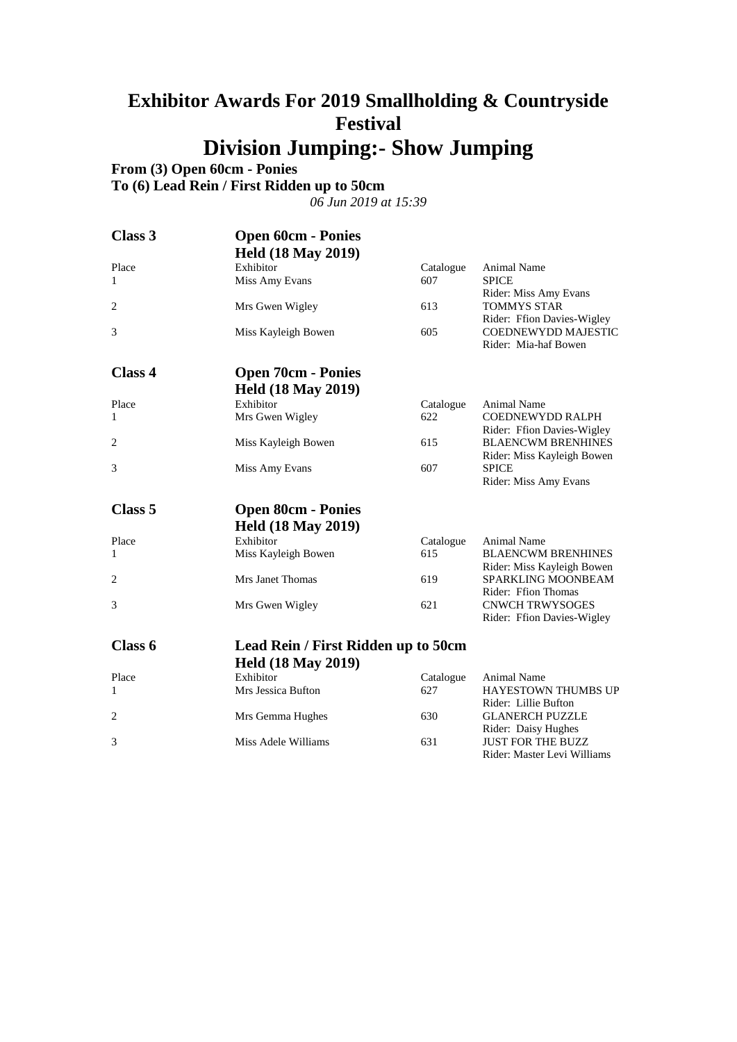# Exhibitor Awards For 2019 Smallholding & Countryside Festival

# Division Jumping:- Show Jumping

**From (3) Open 60cm - Ponies**
**To (6) Lead Rein / First Ridden up to 50cm**

*06 Jun 2019 at 15:39*

## Class 3 — Open 60cm - Ponies
**Held (18 May 2019)**

| Place | Exhibitor | Catalogue | Animal Name |
|---|---|---|---|
| 1 | Miss Amy Evans | 607 | SPICE<br>Rider: Miss Amy Evans |
| 2 | Mrs Gwen Wigley | 613 | TOMMYS STAR<br>Rider: Ffion Davies-Wigley |
| 3 | Miss Kayleigh Bowen | 605 | COEDNEWYDD MAJESTIC<br>Rider: Mia-haf Bowen |

## Class 4 — Open 70cm - Ponies
**Held (18 May 2019)**

| Place | Exhibitor | Catalogue | Animal Name |
|---|---|---|---|
| 1 | Mrs Gwen Wigley | 622 | COEDNEWYDD RALPH<br>Rider: Ffion Davies-Wigley |
| 2 | Miss Kayleigh Bowen | 615 | BLAENCWM BRENHINES<br>Rider: Miss Kayleigh Bowen |
| 3 | Miss Amy Evans | 607 | SPICE<br>Rider: Miss Amy Evans |

## Class 5 — Open 80cm - Ponies
**Held (18 May 2019)**

| Place | Exhibitor | Catalogue | Animal Name |
|---|---|---|---|
| 1 | Miss Kayleigh Bowen | 615 | BLAENCWM BRENHINES<br>Rider: Miss Kayleigh Bowen |
| 2 | Mrs Janet Thomas | 619 | SPARKLING MOONBEAM<br>Rider: Ffion Thomas |
| 3 | Mrs Gwen Wigley | 621 | CNWCH TRWYSOGES<br>Rider: Ffion Davies-Wigley |

## Class 6 — Lead Rein / First Ridden up to 50cm
**Held (18 May 2019)**

| Place | Exhibitor | Catalogue | Animal Name |
|---|---|---|---|
| 1 | Mrs Jessica Bufton | 627 | HAYESTOWN THUMBS UP<br>Rider: Lillie Bufton |
| 2 | Mrs Gemma Hughes | 630 | GLANERCH PUZZLE<br>Rider: Daisy Hughes |
| 3 | Miss Adele Williams | 631 | JUST FOR THE BUZZ<br>Rider: Master Levi Williams |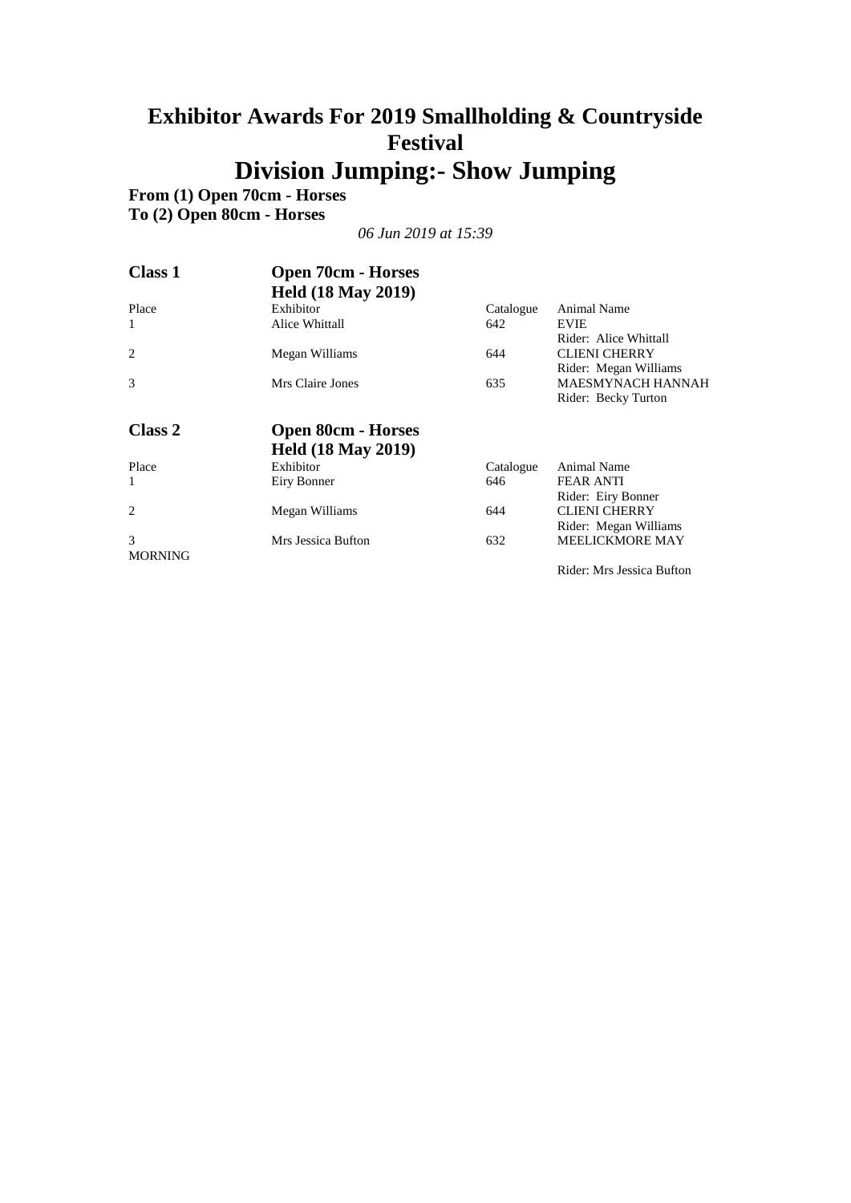# Exhibitor Awards For 2019 Smallholding & Countryside Festival

# Division Jumping:- Show Jumping

**From (1) Open 70cm - Horses**
**To (2) Open 80cm - Horses**

*06 Jun 2019 at 15:39*

## Class 1 — Open 70cm - Horses

**Held (18 May 2019)**

| Place | Exhibitor | Catalogue | Animal Name |
|---|---|---|---|
| 1 | Alice Whittall | 642 | EVIE<br>Rider: Alice Whittall |
| 2 | Megan Williams | 644 | CLIENI CHERRY<br>Rider: Megan Williams |
| 3 | Mrs Claire Jones | 635 | MAESMYNACH HANNAH<br>Rider: Becky Turton |

## Class 2 — Open 80cm - Horses

**Held (18 May 2019)**

| Place | Exhibitor | Catalogue | Animal Name |
|---|---|---|---|
| 1 | Eiry Bonner | 646 | FEAR ANTI<br>Rider: Eiry Bonner |
| 2 | Megan Williams | 644 | CLIENI CHERRY<br>Rider: Megan Williams |
| 3 | Mrs Jessica Bufton | 632 | MEELICKMORE MAY MORNING<br>Rider: Mrs Jessica Bufton |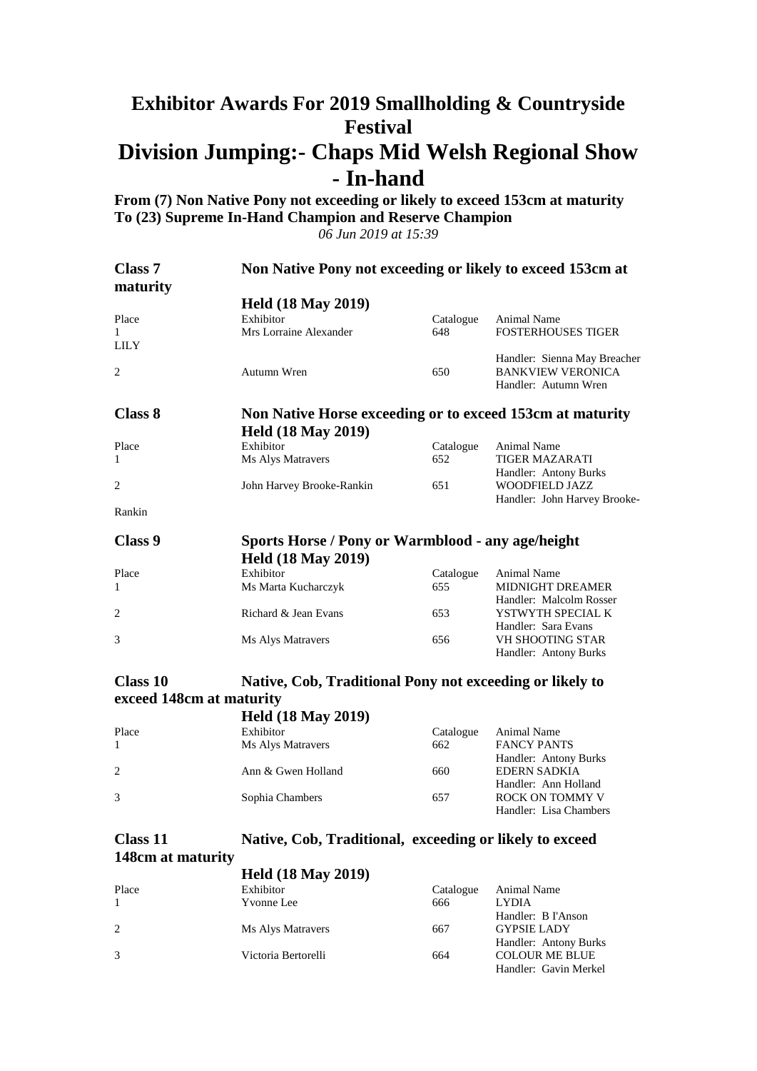# Exhibitor Awards For 2019 Smallholding & Countryside Festival

# Division Jumping:- Chaps Mid Welsh Regional Show - In-hand

**From (7) Non Native Pony not exceeding or likely to exceed 153cm at maturity**
**To (23) Supreme In-Hand Champion and Reserve Champion**

*06 Jun 2019 at 15:39*

## Class 7 Non Native Pony not exceeding or likely to exceed 153cm at maturity

**Held (18 May 2019)**

| Place | Exhibitor | Catalogue | Animal Name |
|---|---|---|---|
| 1 | Mrs Lorraine Alexander | 648 | FOSTERHOUSES TIGER LILY<br>Handler: Sienna May Breacher |
| 2 | Autumn Wren | 650 | BANKVIEW VERONICA<br>Handler: Autumn Wren |

## Class 8 Non Native Horse exceeding or to exceed 153cm at maturity

**Held (18 May 2019)**

| Place | Exhibitor | Catalogue | Animal Name |
|---|---|---|---|
| 1 | Ms Alys Matravers | 652 | TIGER MAZARATI<br>Handler: Antony Burks |
| 2 | John Harvey Brooke-Rankin | 651 | WOODFIELD JAZZ<br>Handler: John Harvey Brooke-Rankin |

## Class 9 Sports Horse / Pony or Warmblood - any age/height

**Held (18 May 2019)**

| Place | Exhibitor | Catalogue | Animal Name |
|---|---|---|---|
| 1 | Ms Marta Kucharczyk | 655 | MIDNIGHT DREAMER<br>Handler: Malcolm Rosser |
| 2 | Richard & Jean Evans | 653 | YSTWYTH SPECIAL K<br>Handler: Sara Evans |
| 3 | Ms Alys Matravers | 656 | VH SHOOTING STAR<br>Handler: Antony Burks |

## Class 10 Native, Cob, Traditional Pony not exceeding or likely to exceed 148cm at maturity

**Held (18 May 2019)**

| Place | Exhibitor | Catalogue | Animal Name |
|---|---|---|---|
| 1 | Ms Alys Matravers | 662 | FANCY PANTS<br>Handler: Antony Burks |
| 2 | Ann & Gwen Holland | 660 | EDERN SADKIA<br>Handler: Ann Holland |
| 3 | Sophia Chambers | 657 | ROCK ON TOMMY V<br>Handler: Lisa Chambers |

## Class 11 Native, Cob, Traditional, exceeding or likely to exceed 148cm at maturity

**Held (18 May 2019)**

| Place | Exhibitor | Catalogue | Animal Name |
|---|---|---|---|
| 1 | Yvonne Lee | 666 | LYDIA<br>Handler: B I'Anson |
| 2 | Ms Alys Matravers | 667 | GYPSIE LADY<br>Handler: Antony Burks |
| 3 | Victoria Bertorelli | 664 | COLOUR ME BLUE<br>Handler: Gavin Merkel |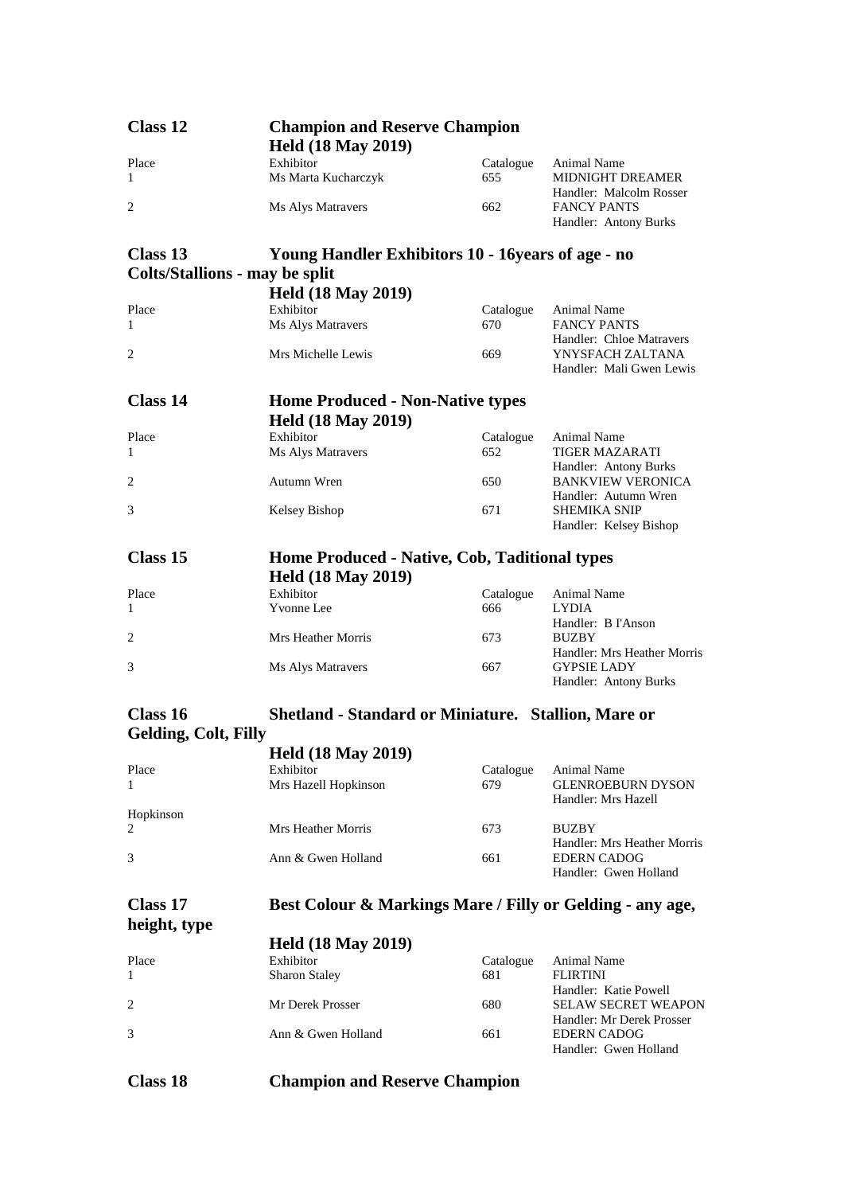## Class 12 — Champion and Reserve Champion

**Held (18 May 2019)**

| Place | Exhibitor | Catalogue | Animal Name |
|---|---|---|---|
| 1 | Ms Marta Kucharczyk | 655 | MIDNIGHT DREAMER<br>Handler: Malcolm Rosser |
| 2 | Ms Alys Matravers | 662 | FANCY PANTS<br>Handler: Antony Burks |

## Class 13 — Young Handler Exhibitors 10 - 16years of age - no Colts/Stallions - may be split

**Held (18 May 2019)**

| Place | Exhibitor | Catalogue | Animal Name |
|---|---|---|---|
| 1 | Ms Alys Matravers | 670 | FANCY PANTS<br>Handler: Chloe Matravers |
| 2 | Mrs Michelle Lewis | 669 | YNYSFACH ZALTANA<br>Handler: Mali Gwen Lewis |

## Class 14 — Home Produced - Non-Native types

**Held (18 May 2019)**

| Place | Exhibitor | Catalogue | Animal Name |
|---|---|---|---|
| 1 | Ms Alys Matravers | 652 | TIGER MAZARATI<br>Handler: Antony Burks |
| 2 | Autumn Wren | 650 | BANKVIEW VERONICA<br>Handler: Autumn Wren |
| 3 | Kelsey Bishop | 671 | SHEMIKA SNIP<br>Handler: Kelsey Bishop |

## Class 15 — Home Produced - Native, Cob, Taditional types

**Held (18 May 2019)**

| Place | Exhibitor | Catalogue | Animal Name |
|---|---|---|---|
| 1 | Yvonne Lee | 666 | LYDIA<br>Handler: B I'Anson |
| 2 | Mrs Heather Morris | 673 | BUZBY<br>Handler: Mrs Heather Morris |
| 3 | Ms Alys Matravers | 667 | GYPSIE LADY<br>Handler: Antony Burks |

## Class 16 — Shetland - Standard or Miniature. Stallion, Mare or Gelding, Colt, Filly

**Held (18 May 2019)**

| Place | Exhibitor | Catalogue | Animal Name |
|---|---|---|---|
| 1 | Mrs Hazell Hopkinson | 679 | GLENROEBURN DYSON<br>Handler: Mrs Hazell Hopkinson |
| 2 | Mrs Heather Morris | 673 | BUZBY<br>Handler: Mrs Heather Morris |
| 3 | Ann & Gwen Holland | 661 | EDERN CADOG<br>Handler: Gwen Holland |

## Class 17 — Best Colour & Markings Mare / Filly or Gelding - any age, height, type

**Held (18 May 2019)**

| Place | Exhibitor | Catalogue | Animal Name |
|---|---|---|---|
| 1 | Sharon Staley | 681 | FLIRTINI<br>Handler: Katie Powell |
| 2 | Mr Derek Prosser | 680 | SELAW SECRET WEAPON<br>Handler: Mr Derek Prosser |
| 3 | Ann & Gwen Holland | 661 | EDERN CADOG<br>Handler: Gwen Holland |

## Class 18 — Champion and Reserve Champion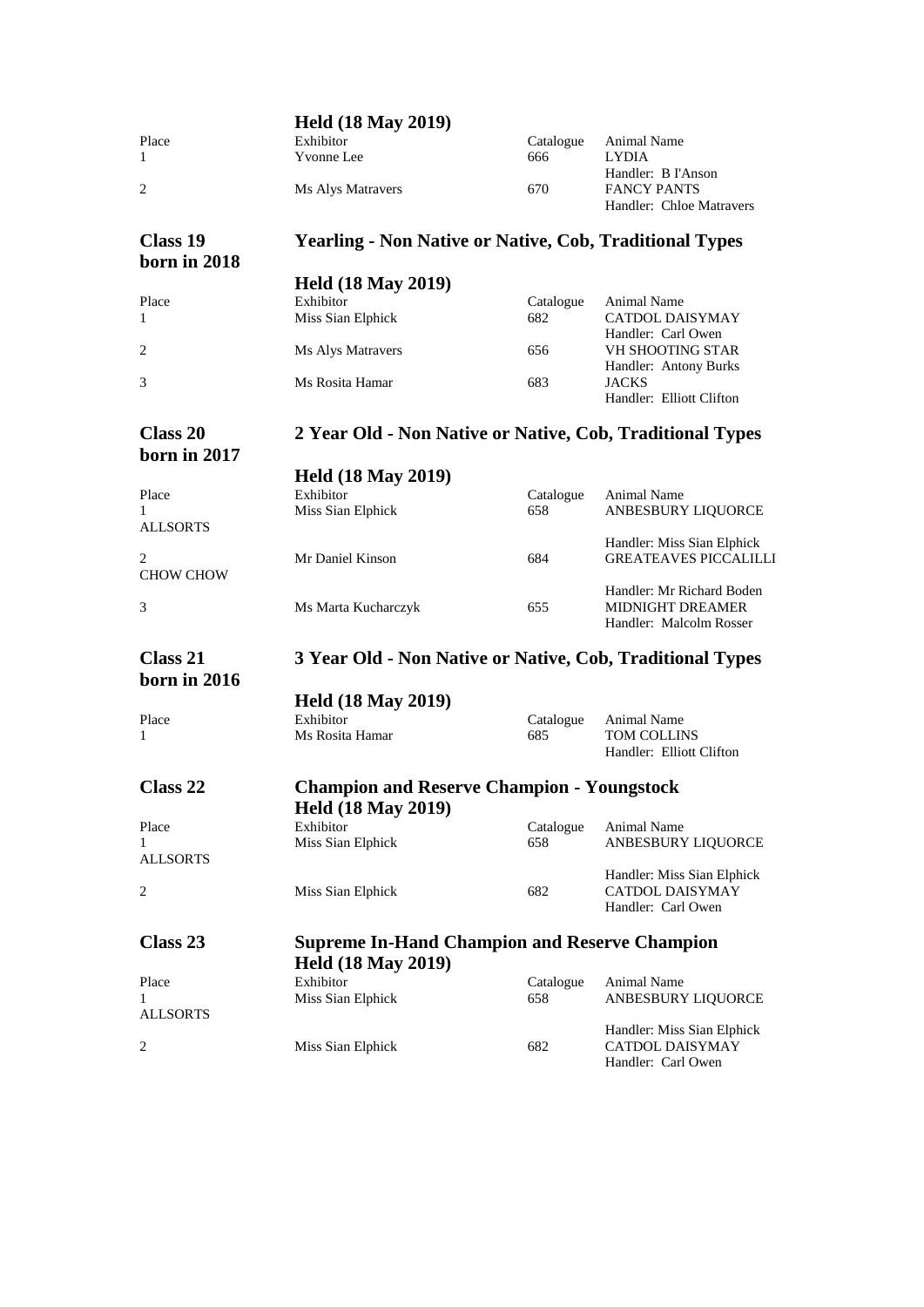**Held (18 May 2019)**

| Place | Exhibitor | Catalogue | Animal Name |
|---|---|---|---|
| 1 | Yvonne Lee | 666 | LYDIA<br>Handler: B I'Anson |
| 2 | Ms Alys Matravers | 670 | FANCY PANTS<br>Handler: Chloe Matravers |

## Class 19 born in 2018 — Yearling - Non Native or Native, Cob, Traditional Types

**Held (18 May 2019)**

| Place | Exhibitor | Catalogue | Animal Name |
|---|---|---|---|
| 1 | Miss Sian Elphick | 682 | CATDOL DAISYMAY<br>Handler: Carl Owen |
| 2 | Ms Alys Matravers | 656 | VH SHOOTING STAR<br>Handler: Antony Burks |
| 3 | Ms Rosita Hamar | 683 | JACKS<br>Handler: Elliott Clifton |

## Class 20 born in 2017 — 2 Year Old - Non Native or Native, Cob, Traditional Types

**Held (18 May 2019)**

| Place | Exhibitor | Catalogue | Animal Name |
|---|---|---|---|
| 1 | Miss Sian Elphick | 658 | ANBESBURY LIQUORCE ALLSORTS<br>Handler: Miss Sian Elphick |
| 2 | Mr Daniel Kinson | 684 | GREATEAVES PICCALILLI CHOW CHOW<br>Handler: Mr Richard Boden |
| 3 | Ms Marta Kucharczyk | 655 | MIDNIGHT DREAMER<br>Handler: Malcolm Rosser |

## Class 21 born in 2016 — 3 Year Old - Non Native or Native, Cob, Traditional Types

**Held (18 May 2019)**

| Place | Exhibitor | Catalogue | Animal Name |
|---|---|---|---|
| 1 | Ms Rosita Hamar | 685 | TOM COLLINS<br>Handler: Elliott Clifton |

## Class 22 — Champion and Reserve Champion - Youngstock

**Held (18 May 2019)**

| Place | Exhibitor | Catalogue | Animal Name |
|---|---|---|---|
| 1 | Miss Sian Elphick | 658 | ANBESBURY LIQUORCE ALLSORTS<br>Handler: Miss Sian Elphick |
| 2 | Miss Sian Elphick | 682 | CATDOL DAISYMAY<br>Handler: Carl Owen |

## Class 23 — Supreme In-Hand Champion and Reserve Champion

**Held (18 May 2019)**

| Place | Exhibitor | Catalogue | Animal Name |
|---|---|---|---|
| 1 | Miss Sian Elphick | 658 | ANBESBURY LIQUORCE ALLSORTS<br>Handler: Miss Sian Elphick |
| 2 | Miss Sian Elphick | 682 | CATDOL DAISYMAY<br>Handler: Carl Owen |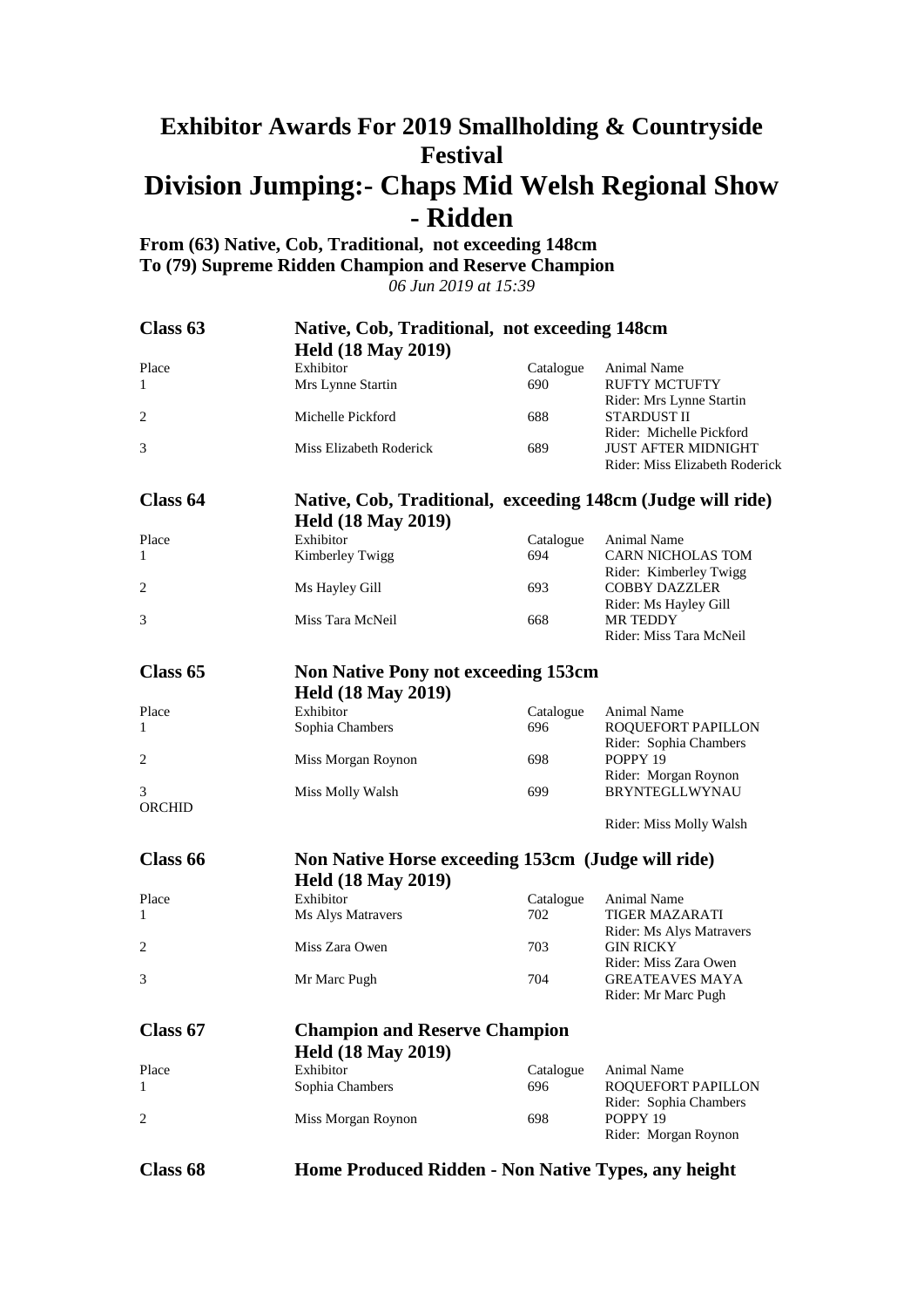# Exhibitor Awards For 2019 Smallholding & Countryside Festival

# Division Jumping:- Chaps Mid Welsh Regional Show - Ridden

**From (63) Native, Cob, Traditional, not exceeding 148cm**
**To (79) Supreme Ridden Champion and Reserve Champion**
*06 Jun 2019 at 15:39*

## Class 63 — Native, Cob, Traditional, not exceeding 148cm

**Held (18 May 2019)**

| Place | Exhibitor | Catalogue | Animal Name |
|---|---|---|---|
| 1 | Mrs Lynne Startin | 690 | RUFTY MCTUFTY<br>Rider: Mrs Lynne Startin |
| 2 | Michelle Pickford | 688 | STARDUST II<br>Rider: Michelle Pickford |
| 3 | Miss Elizabeth Roderick | 689 | JUST AFTER MIDNIGHT<br>Rider: Miss Elizabeth Roderick |

## Class 64 — Native, Cob, Traditional, exceeding 148cm (Judge will ride)

**Held (18 May 2019)**

| Place | Exhibitor | Catalogue | Animal Name |
|---|---|---|---|
| 1 | Kimberley Twigg | 694 | CARN NICHOLAS TOM<br>Rider: Kimberley Twigg |
| 2 | Ms Hayley Gill | 693 | COBBY DAZZLER<br>Rider: Ms Hayley Gill |
| 3 | Miss Tara McNeil | 668 | MR TEDDY<br>Rider: Miss Tara McNeil |

## Class 65 — Non Native Pony not exceeding 153cm

**Held (18 May 2019)**

| Place | Exhibitor | Catalogue | Animal Name |
|---|---|---|---|
| 1 | Sophia Chambers | 696 | ROQUEFORT PAPILLON<br>Rider: Sophia Chambers |
| 2 | Miss Morgan Roynon | 698 | POPPY 19<br>Rider: Morgan Roynon |
| 3 | Miss Molly Walsh | 699 | BRYNTEGLLWYNAU ORCHID<br>Rider: Miss Molly Walsh |

## Class 66 — Non Native Horse exceeding 153cm (Judge will ride)

**Held (18 May 2019)**

| Place | Exhibitor | Catalogue | Animal Name |
|---|---|---|---|
| 1 | Ms Alys Matravers | 702 | TIGER MAZARATI<br>Rider: Ms Alys Matravers |
| 2 | Miss Zara Owen | 703 | GIN RICKY<br>Rider: Miss Zara Owen |
| 3 | Mr Marc Pugh | 704 | GREATEAVES MAYA<br>Rider: Mr Marc Pugh |

## Class 67 — Champion and Reserve Champion

**Held (18 May 2019)**

| Place | Exhibitor | Catalogue | Animal Name |
|---|---|---|---|
| 1 | Sophia Chambers | 696 | ROQUEFORT PAPILLON<br>Rider: Sophia Chambers |
| 2 | Miss Morgan Roynon | 698 | POPPY 19<br>Rider: Morgan Roynon |

## Class 68 — Home Produced Ridden - Non Native Types, any height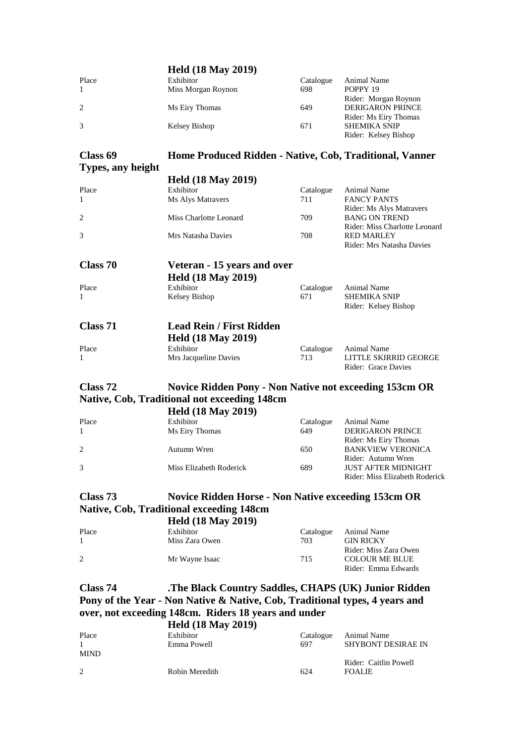**Held (18 May 2019)**

| Place | Exhibitor | Catalogue | Animal Name |
|---|---|---|---|
| 1 | Miss Morgan Roynon | 698 | POPPY 19<br>Rider: Morgan Roynon |
| 2 | Ms Eiry Thomas | 649 | DERIGARON PRINCE<br>Rider: Ms Eiry Thomas |
| 3 | Kelsey Bishop | 671 | SHEMIKA SNIP<br>Rider: Kelsey Bishop |

## Class 69 Home Produced Ridden - Native, Cob, Traditional, Vanner Types, any height

**Held (18 May 2019)**

| Place | Exhibitor | Catalogue | Animal Name |
|---|---|---|---|
| 1 | Ms Alys Matravers | 711 | FANCY PANTS<br>Rider: Ms Alys Matravers |
| 2 | Miss Charlotte Leonard | 709 | BANG ON TREND<br>Rider: Miss Charlotte Leonard |
| 3 | Mrs Natasha Davies | 708 | RED MARLEY<br>Rider: Mrs Natasha Davies |

## Class 70 Veteran - 15 years and over

**Held (18 May 2019)**

| Place | Exhibitor | Catalogue | Animal Name |
|---|---|---|---|
| 1 | Kelsey Bishop | 671 | SHEMIKA SNIP<br>Rider: Kelsey Bishop |

## Class 71 Lead Rein / First Ridden

**Held (18 May 2019)**

| Place | Exhibitor | Catalogue | Animal Name |
|---|---|---|---|
| 1 | Mrs Jacqueline Davies | 713 | LITTLE SKIRRID GEORGE<br>Rider: Grace Davies |

## Class 72 Novice Ridden Pony - Non Native not exceeding 153cm OR Native, Cob, Traditional not exceeding 148cm

**Held (18 May 2019)**

| Place | Exhibitor | Catalogue | Animal Name |
|---|---|---|---|
| 1 | Ms Eiry Thomas | 649 | DERIGARON PRINCE<br>Rider: Ms Eiry Thomas |
| 2 | Autumn Wren | 650 | BANKVIEW VERONICA<br>Rider: Autumn Wren |
| 3 | Miss Elizabeth Roderick | 689 | JUST AFTER MIDNIGHT<br>Rider: Miss Elizabeth Roderick |

## Class 73 Novice Ridden Horse - Non Native exceeding 153cm OR Native, Cob, Traditional exceeding 148cm

**Held (18 May 2019)**

| Place | Exhibitor | Catalogue | Animal Name |
|---|---|---|---|
| 1 | Miss Zara Owen | 703 | GIN RICKY<br>Rider: Miss Zara Owen |
| 2 | Mr Wayne Isaac | 715 | COLOUR ME BLUE<br>Rider: Emma Edwards |

## Class 74 .The Black Country Saddles, CHAPS (UK) Junior Ridden Pony of the Year - Non Native & Native, Cob, Traditional types, 4 years and over, not exceeding 148cm. Riders 18 years and under

**Held (18 May 2019)**

| Place | Exhibitor | Catalogue | Animal Name |
|---|---|---|---|
| 1 | Emma Powell | 697 | SHYBONT DESIRAE IN MIND<br>Rider: Caitlin Powell |
| 2 | Robin Meredith | 624 | FOALIE |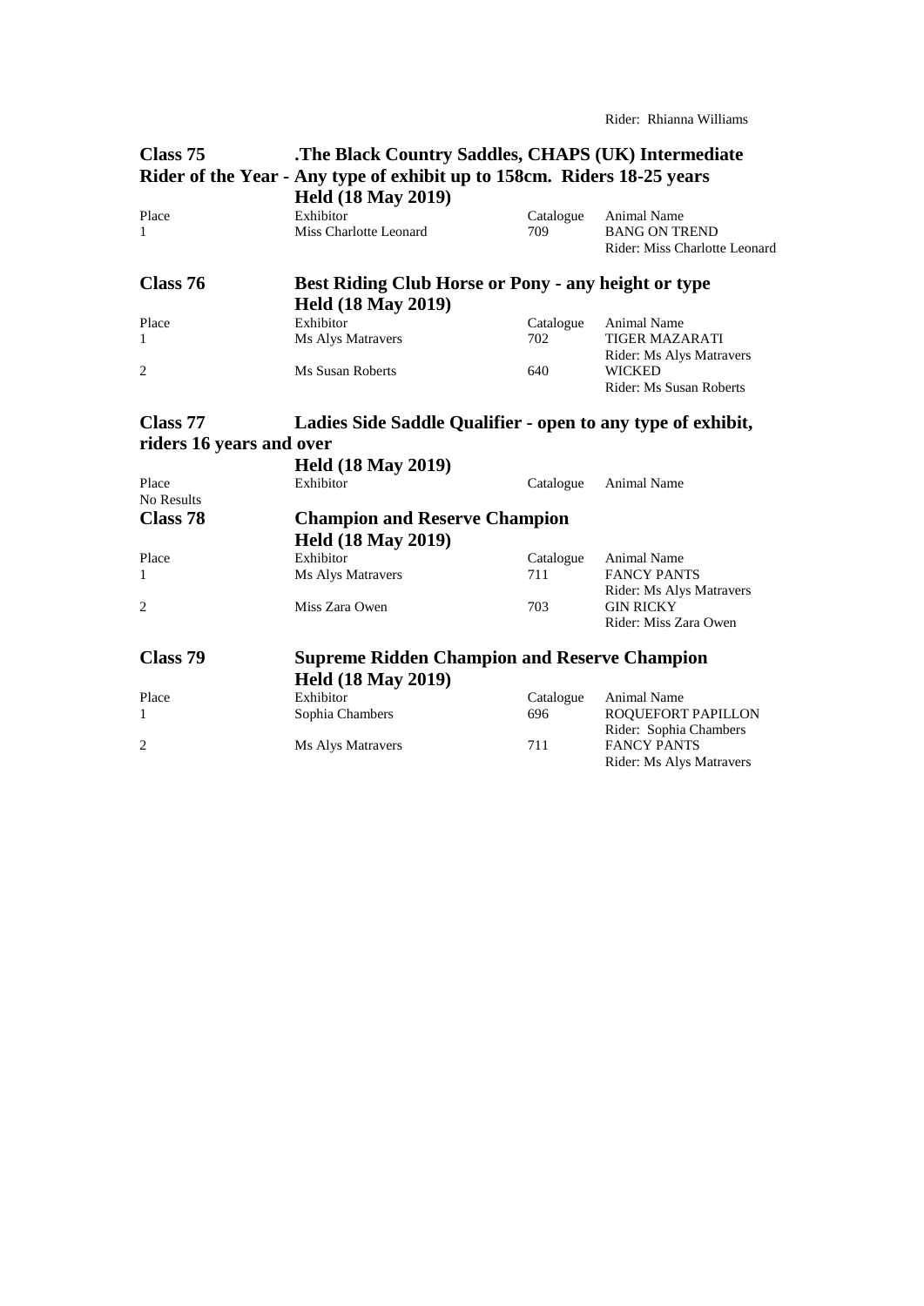Rider: Rhianna Williams

## Class 75 .The Black Country Saddles, CHAPS (UK) Intermediate Rider of the Year - Any type of exhibit up to 158cm. Riders 18-25 years

**Held (18 May 2019)**

| Place | Exhibitor | Catalogue | Animal Name |
|---|---|---|---|
| 1 | Miss Charlotte Leonard | 709 | BANG ON TREND<br>Rider: Miss Charlotte Leonard |

## Class 76 Best Riding Club Horse or Pony - any height or type

**Held (18 May 2019)**

| Place | Exhibitor | Catalogue | Animal Name |
|---|---|---|---|
| 1 | Ms Alys Matravers | 702 | TIGER MAZARATI<br>Rider: Ms Alys Matravers |
| 2 | Ms Susan Roberts | 640 | WICKED<br>Rider: Ms Susan Roberts |

## Class 77 Ladies Side Saddle Qualifier - open to any type of exhibit, riders 16 years and over

**Held (18 May 2019)**

| Place | Exhibitor | Catalogue | Animal Name |
|---|---|---|---|
| No Results | | | |

## Class 78 Champion and Reserve Champion

**Held (18 May 2019)**

| Place | Exhibitor | Catalogue | Animal Name |
|---|---|---|---|
| 1 | Ms Alys Matravers | 711 | FANCY PANTS<br>Rider: Ms Alys Matravers |
| 2 | Miss Zara Owen | 703 | GIN RICKY<br>Rider: Miss Zara Owen |

## Class 79 Supreme Ridden Champion and Reserve Champion

**Held (18 May 2019)**

| Place | Exhibitor | Catalogue | Animal Name |
|---|---|---|---|
| 1 | Sophia Chambers | 696 | ROQUEFORT PAPILLON<br>Rider: Sophia Chambers |
| 2 | Ms Alys Matravers | 711 | FANCY PANTS<br>Rider: Ms Alys Matravers |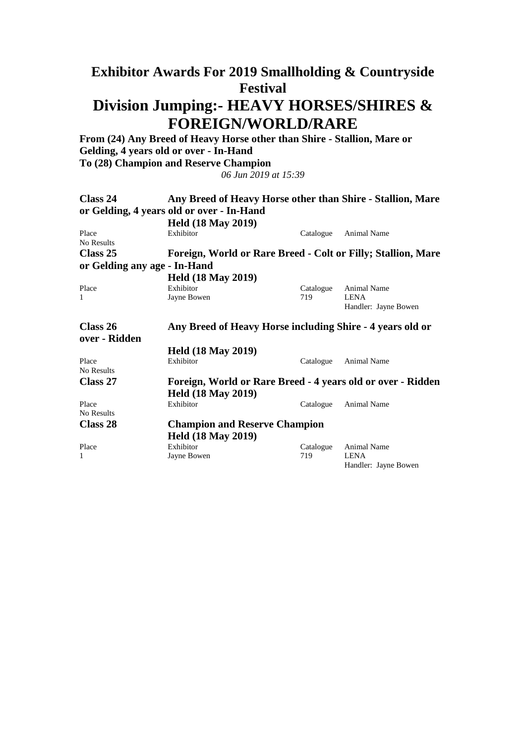# Exhibitor Awards For 2019 Smallholding & Countryside Festival

# Division Jumping:- HEAVY HORSES/SHIRES & FOREIGN/WORLD/RARE

**From (24) Any Breed of Heavy Horse other than Shire - Stallion, Mare or Gelding, 4 years old or over - In-Hand**
**To (28) Champion and Reserve Champion**

*06 Jun 2019 at 15:39*

### Class 24 Any Breed of Heavy Horse other than Shire - Stallion, Mare or Gelding, 4 years old or over - In-Hand

**Held (18 May 2019)**

| Place | Exhibitor | Catalogue | Animal Name |
|---|---|---|---|
| No Results | | | |

### Class 25 Foreign, World or Rare Breed - Colt or Filly; Stallion, Mare or Gelding any age - In-Hand

**Held (18 May 2019)**

| Place | Exhibitor | Catalogue | Animal Name |
|---|---|---|---|
| 1 | Jayne Bowen | 719 | LENA<br>Handler: Jayne Bowen |

### Class 26 Any Breed of Heavy Horse including Shire - 4 years old or over - Ridden

**Held (18 May 2019)**

| Place | Exhibitor | Catalogue | Animal Name |
|---|---|---|---|
| No Results | | | |

### Class 27 Foreign, World or Rare Breed - 4 years old or over - Ridden

**Held (18 May 2019)**

| Place | Exhibitor | Catalogue | Animal Name |
|---|---|---|---|
| No Results | | | |

### Class 28 Champion and Reserve Champion

**Held (18 May 2019)**

| Place | Exhibitor | Catalogue | Animal Name |
|---|---|---|---|
| 1 | Jayne Bowen | 719 | LENA<br>Handler: Jayne Bowen |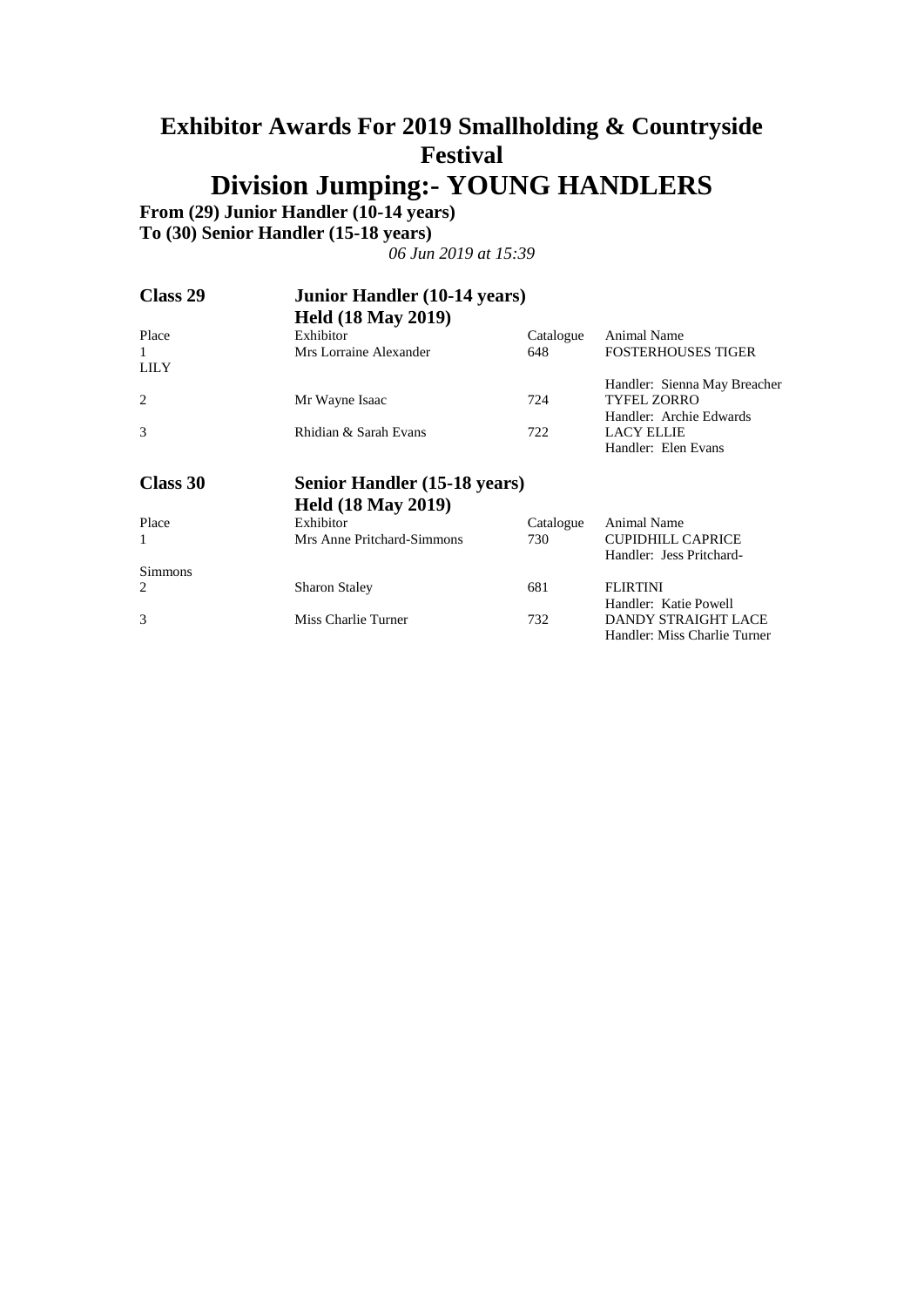# Exhibitor Awards For 2019 Smallholding & Countryside Festival

# Division Jumping:- YOUNG HANDLERS

**From (29) Junior Handler (10-14 years)**
**To (30) Senior Handler (15-18 years)**

*06 Jun 2019 at 15:39*

## Class 29 Junior Handler (10-14 years)

**Held (18 May 2019)**

| Place | Exhibitor | Catalogue | Animal Name |
|---|---|---|---|
| 1 | Mrs Lorraine Alexander | 648 | FOSTERHOUSES TIGER LILY<br>Handler: Sienna May Breacher |
| 2 | Mr Wayne Isaac | 724 | TYFEL ZORRO<br>Handler: Archie Edwards |
| 3 | Rhidian & Sarah Evans | 722 | LACY ELLIE<br>Handler: Elen Evans |

## Class 30 Senior Handler (15-18 years)

**Held (18 May 2019)**

| Place | Exhibitor | Catalogue | Animal Name |
|---|---|---|---|
| 1 | Mrs Anne Pritchard-Simmons | 730 | CUPIDHILL CAPRICE<br>Handler: Jess Pritchard-Simmons |
| 2 | Sharon Staley | 681 | FLIRTINI<br>Handler: Katie Powell |
| 3 | Miss Charlie Turner | 732 | DANDY STRAIGHT LACE<br>Handler: Miss Charlie Turner |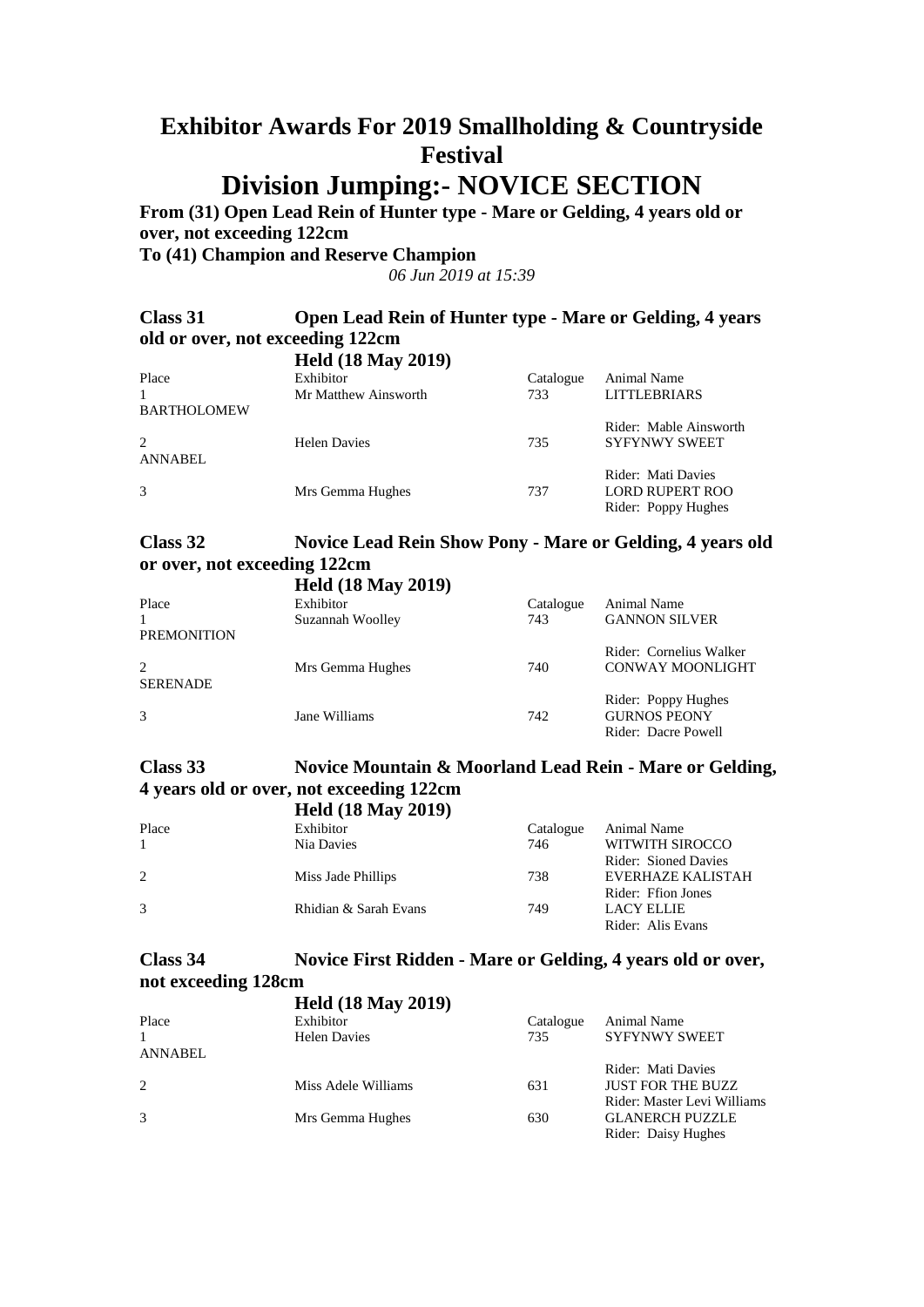# Exhibitor Awards For 2019 Smallholding & Countryside Festival

# Division Jumping:- NOVICE SECTION

**From (31) Open Lead Rein of Hunter type - Mare or Gelding, 4 years old or over, not exceeding 122cm**

**To (41) Champion and Reserve Champion**

*06 Jun 2019 at 15:39*

## Class 31 Open Lead Rein of Hunter type - Mare or Gelding, 4 years old or over, not exceeding 122cm

**Held (18 May 2019)**

| Place | Exhibitor | Catalogue | Animal Name |
|---|---|---|---|
| 1 | Mr Matthew Ainsworth | 733 | LITTLEBRIARS BARTHOLOMEW<br>Rider: Mable Ainsworth |
| 2 | Helen Davies | 735 | SYFYNWY SWEET ANNABEL<br>Rider: Mati Davies |
| 3 | Mrs Gemma Hughes | 737 | LORD RUPERT ROO<br>Rider: Poppy Hughes |

## Class 32 Novice Lead Rein Show Pony - Mare or Gelding, 4 years old or over, not exceeding 122cm

**Held (18 May 2019)**

| Place | Exhibitor | Catalogue | Animal Name |
|---|---|---|---|
| 1 | Suzannah Woolley | 743 | GANNON SILVER PREMONITION<br>Rider: Cornelius Walker |
| 2 | Mrs Gemma Hughes | 740 | CONWAY MOONLIGHT SERENADE<br>Rider: Poppy Hughes |
| 3 | Jane Williams | 742 | GURNOS PEONY<br>Rider: Dacre Powell |

## Class 33 Novice Mountain & Moorland Lead Rein - Mare or Gelding, 4 years old or over, not exceeding 122cm

**Held (18 May 2019)**

| Place | Exhibitor | Catalogue | Animal Name |
|---|---|---|---|
| 1 | Nia Davies | 746 | WITWITH SIROCCO<br>Rider: Sioned Davies |
| 2 | Miss Jade Phillips | 738 | EVERHAZE KALISTAH<br>Rider: Ffion Jones |
| 3 | Rhidian & Sarah Evans | 749 | LACY ELLIE<br>Rider: Alis Evans |

## Class 34 Novice First Ridden - Mare or Gelding, 4 years old or over, not exceeding 128cm

**Held (18 May 2019)**

| Place | Exhibitor | Catalogue | Animal Name |
|---|---|---|---|
| 1 | Helen Davies | 735 | SYFYNWY SWEET ANNABEL<br>Rider: Mati Davies |
| 2 | Miss Adele Williams | 631 | JUST FOR THE BUZZ<br>Rider: Master Levi Williams |
| 3 | Mrs Gemma Hughes | 630 | GLANERCH PUZZLE<br>Rider: Daisy Hughes |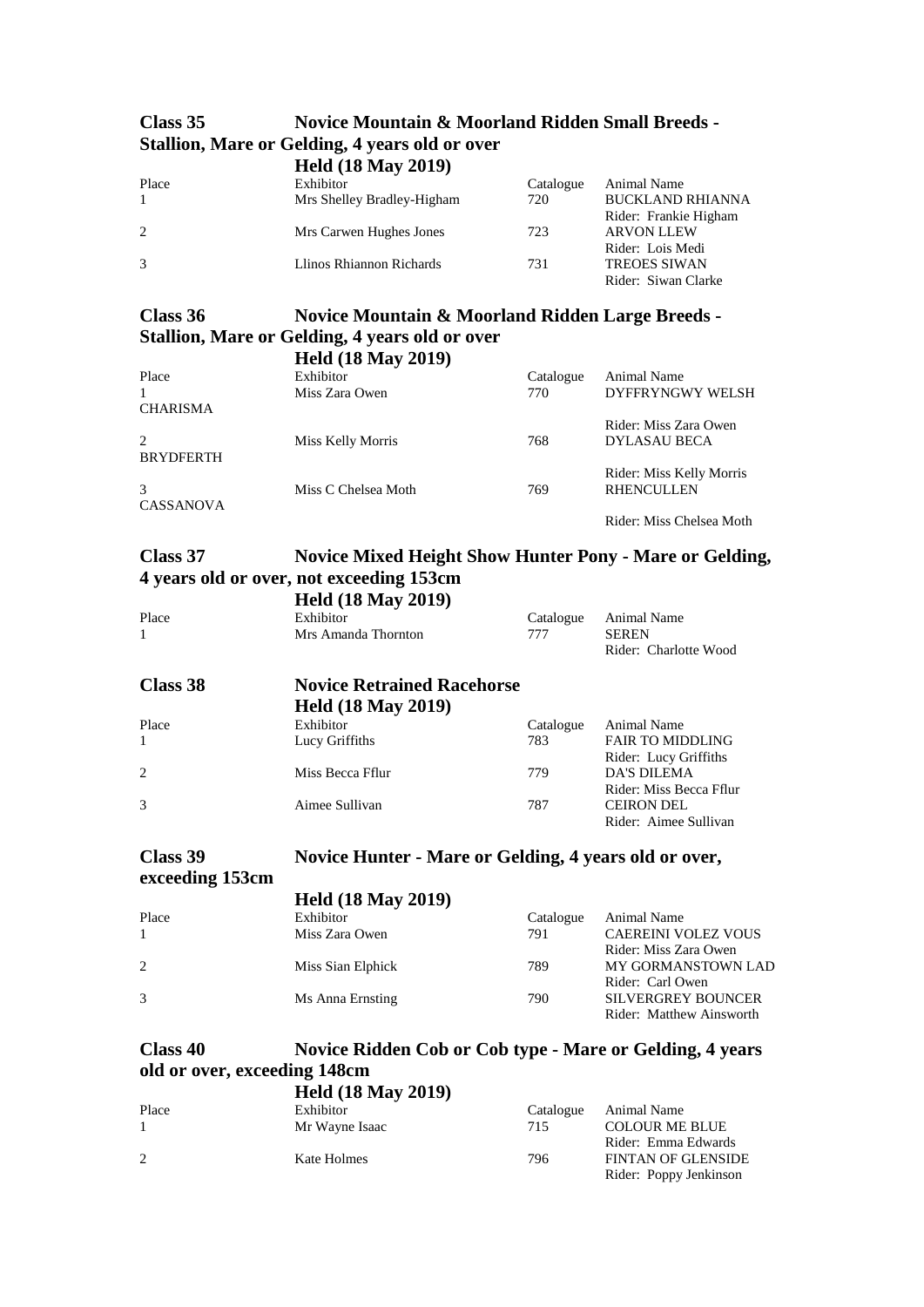## Class 35 Novice Mountain & Moorland Ridden Small Breeds - Stallion, Mare or Gelding, 4 years old or over

**Held (18 May 2019)**

| Place | Exhibitor | Catalogue | Animal Name |
|---|---|---|---|
| 1 | Mrs Shelley Bradley-Higham | 720 | BUCKLAND RHIANNA<br>Rider: Frankie Higham |
| 2 | Mrs Carwen Hughes Jones | 723 | ARVON LLEW<br>Rider: Lois Medi |
| 3 | Llinos Rhiannon Richards | 731 | TREOES SIWAN<br>Rider: Siwan Clarke |

## Class 36 Novice Mountain & Moorland Ridden Large Breeds - Stallion, Mare or Gelding, 4 years old or over

**Held (18 May 2019)**

| Place | Exhibitor | Catalogue | Animal Name |
|---|---|---|---|
| 1 | Miss Zara Owen | 770 | DYFFRYNGWY WELSH CHARISMA<br>Rider: Miss Zara Owen |
| 2 | Miss Kelly Morris | 768 | DYLASAU BECA BRYDFERTH<br>Rider: Miss Kelly Morris |
| 3 | Miss C Chelsea Moth | 769 | RHENCULLEN CASSANOVA<br>Rider: Miss Chelsea Moth |

## Class 37 Novice Mixed Height Show Hunter Pony - Mare or Gelding, 4 years old or over, not exceeding 153cm

**Held (18 May 2019)**

| Place | Exhibitor | Catalogue | Animal Name |
|---|---|---|---|
| 1 | Mrs Amanda Thornton | 777 | SEREN<br>Rider: Charlotte Wood |

## Class 38 Novice Retrained Racehorse

**Held (18 May 2019)**

| Place | Exhibitor | Catalogue | Animal Name |
|---|---|---|---|
| 1 | Lucy Griffiths | 783 | FAIR TO MIDDLING<br>Rider: Lucy Griffiths |
| 2 | Miss Becca Fflur | 779 | DA'S DILEMA<br>Rider: Miss Becca Fflur |
| 3 | Aimee Sullivan | 787 | CEIRON DEL<br>Rider: Aimee Sullivan |

## Class 39 Novice Hunter - Mare or Gelding, 4 years old or over, exceeding 153cm

**Held (18 May 2019)**

| Place | Exhibitor | Catalogue | Animal Name |
|---|---|---|---|
| 1 | Miss Zara Owen | 791 | CAEREINI VOLEZ VOUS<br>Rider: Miss Zara Owen |
| 2 | Miss Sian Elphick | 789 | MY GORMANSTOWN LAD<br>Rider: Carl Owen |
| 3 | Ms Anna Ernsting | 790 | SILVERGREY BOUNCER<br>Rider: Matthew Ainsworth |

## Class 40 Novice Ridden Cob or Cob type - Mare or Gelding, 4 years old or over, exceeding 148cm

**Held (18 May 2019)**

| Place | Exhibitor | Catalogue | Animal Name |
|---|---|---|---|
| 1 | Mr Wayne Isaac | 715 | COLOUR ME BLUE<br>Rider: Emma Edwards |
| 2 | Kate Holmes | 796 | FINTAN OF GLENSIDE<br>Rider: Poppy Jenkinson |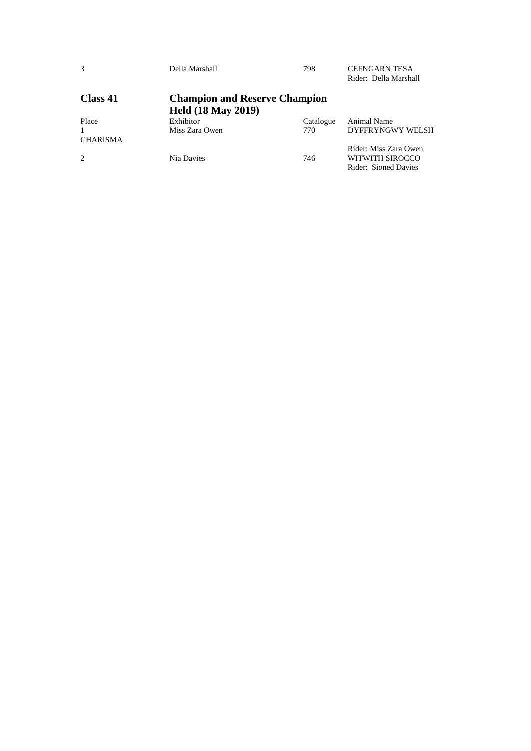| | | | |
|---|---|---|---|
| 3 | Della Marshall | 798 | CEFNGARN TESA<br>Rider: Della Marshall |

## Class 41 Champion and Reserve Champion Held (18 May 2019)

| Place | Exhibitor | Catalogue | Animal Name |
|---|---|---|---|
| 1 | Miss Zara Owen | 770 | DYFFRYNGWY WELSH CHARISMA<br>Rider: Miss Zara Owen |
| 2 | Nia Davies | 746 | WITWITH SIROCCO<br>Rider: Sioned Davies |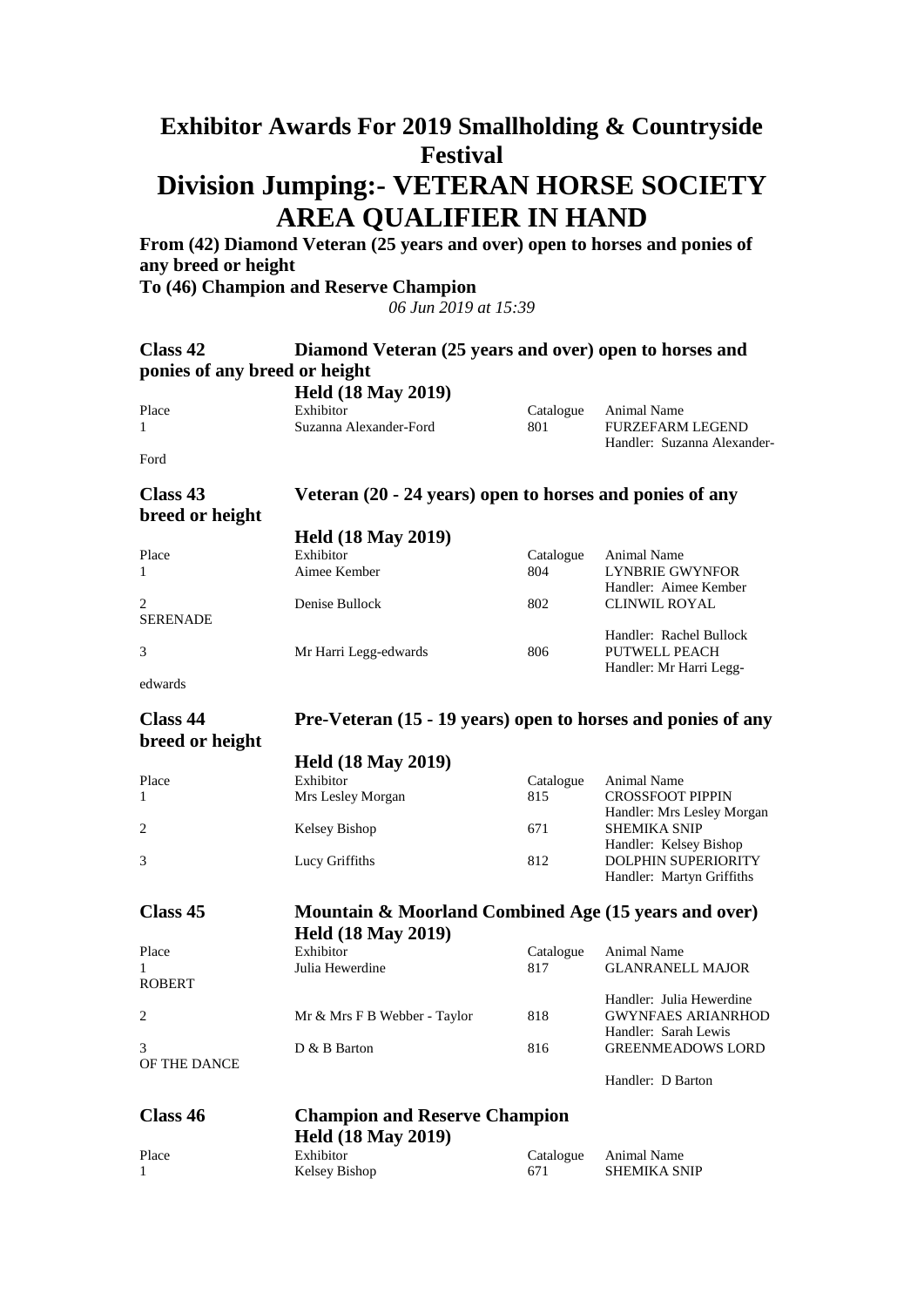# Exhibitor Awards For 2019 Smallholding & Countryside Festival

# Division Jumping:- VETERAN HORSE SOCIETY AREA QUALIFIER IN HAND

**From (42) Diamond Veteran (25 years and over) open to horses and ponies of any breed or height**

**To (46) Champion and Reserve Champion**

*06 Jun 2019 at 15:39*

## Class 42 Diamond Veteran (25 years and over) open to horses and ponies of any breed or height

**Held (18 May 2019)**

| Place | Exhibitor | Catalogue | Animal Name |
|---|---|---|---|
| 1 | Suzanna Alexander-Ford | 801 | FURZEFARM LEGEND<br>Handler: Suzanna Alexander-Ford |

## Class 43 Veteran (20 - 24 years) open to horses and ponies of any breed or height

**Held (18 May 2019)**

| Place | Exhibitor | Catalogue | Animal Name |
|---|---|---|---|
| 1 | Aimee Kember | 804 | LYNBRIE GWYNFOR<br>Handler: Aimee Kember |
| 2 | Denise Bullock | 802 | CLINWIL ROYAL SERENADE<br>Handler: Rachel Bullock |
| 3 | Mr Harri Legg-edwards | 806 | PUTWELL PEACH<br>Handler: Mr Harri Legg-edwards |

## Class 44 Pre-Veteran (15 - 19 years) open to horses and ponies of any breed or height

**Held (18 May 2019)**

| Place | Exhibitor | Catalogue | Animal Name |
|---|---|---|---|
| 1 | Mrs Lesley Morgan | 815 | CROSSFOOT PIPPIN<br>Handler: Mrs Lesley Morgan |
| 2 | Kelsey Bishop | 671 | SHEMIKA SNIP<br>Handler: Kelsey Bishop |
| 3 | Lucy Griffiths | 812 | DOLPHIN SUPERIORITY<br>Handler: Martyn Griffiths |

## Class 45 Mountain & Moorland Combined Age (15 years and over)

**Held (18 May 2019)**

| Place | Exhibitor | Catalogue | Animal Name |
|---|---|---|---|
| 1 | Julia Hewerdine | 817 | GLANRANELL MAJOR ROBERT<br>Handler: Julia Hewerdine |
| 2 | Mr & Mrs F B Webber - Taylor | 818 | GWYNFAES ARIANRHOD<br>Handler: Sarah Lewis |
| 3 | D & B Barton | 816 | GREENMEADOWS LORD OF THE DANCE<br>Handler: D Barton |

## Class 46 Champion and Reserve Champion

**Held (18 May 2019)**

| Place | Exhibitor | Catalogue | Animal Name |
|---|---|---|---|
| 1 | Kelsey Bishop | 671 | SHEMIKA SNIP |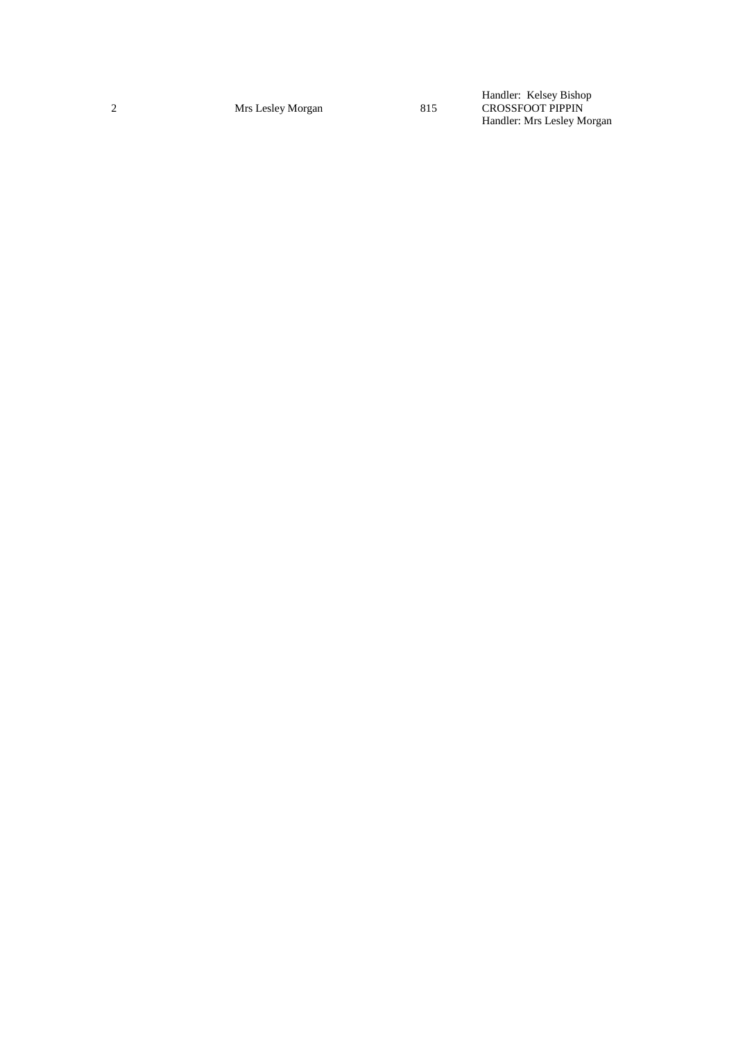| | | | |
|---|---|---|---|
| | | | Handler: Kelsey Bishop |
| 2 | Mrs Lesley Morgan | 815 | CROSSFOOT PIPPIN |
| | | | Handler: Mrs Lesley Morgan |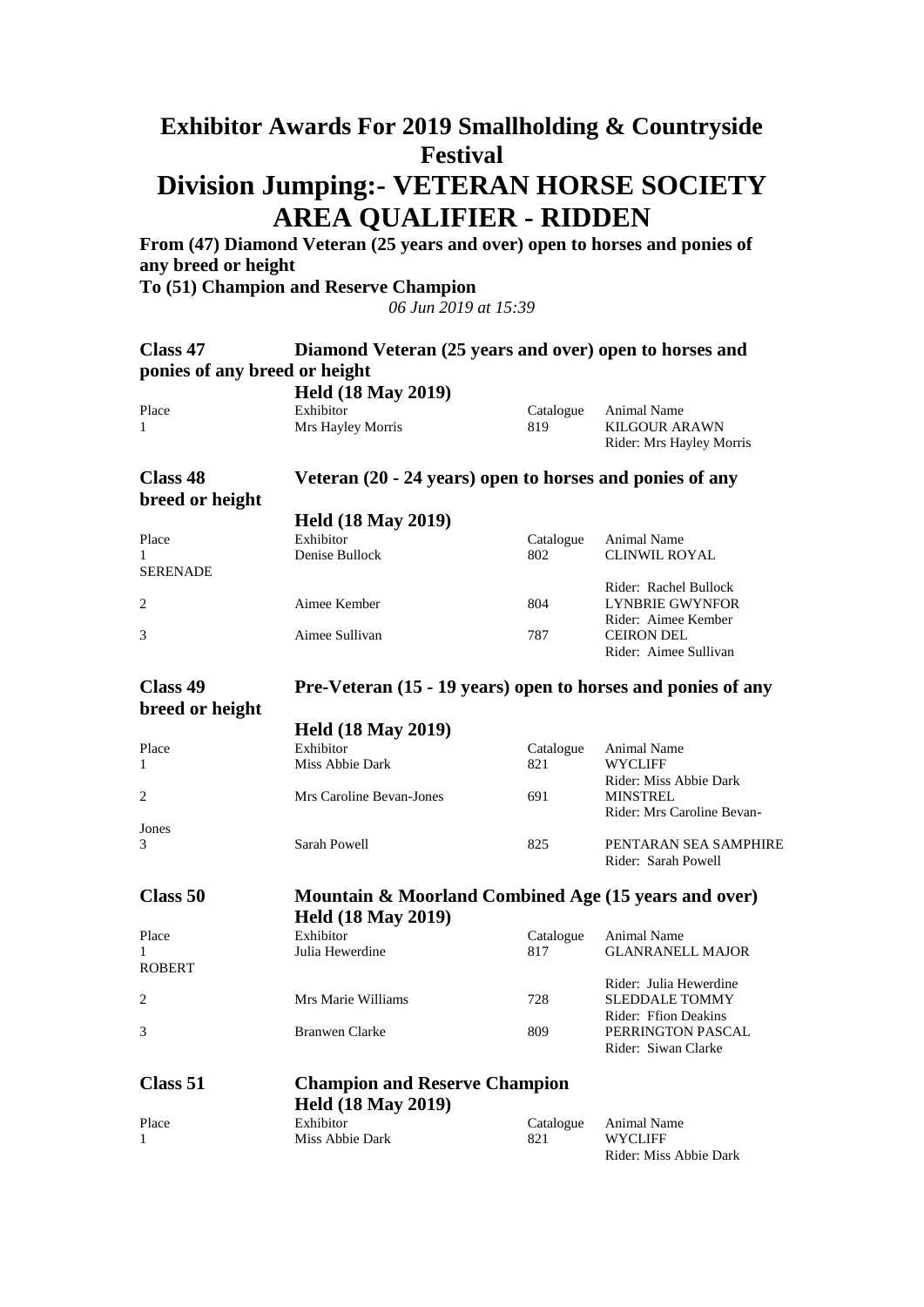# Exhibitor Awards For 2019 Smallholding & Countryside Festival

# Division Jumping:- VETERAN HORSE SOCIETY AREA QUALIFIER - RIDDEN

**From (47) Diamond Veteran (25 years and over) open to horses and ponies of any breed or height**

**To (51) Champion and Reserve Champion**

*06 Jun 2019 at 15:39*

## Class 47 Diamond Veteran (25 years and over) open to horses and ponies of any breed or height

**Held (18 May 2019)**

| Place | Exhibitor | Catalogue | Animal Name |
|---|---|---|---|
| 1 | Mrs Hayley Morris | 819 | KILGOUR ARAWN<br>Rider: Mrs Hayley Morris |

## Class 48 Veteran (20 - 24 years) open to horses and ponies of any breed or height

**Held (18 May 2019)**

| Place | Exhibitor | Catalogue | Animal Name |
|---|---|---|---|
| 1 | Denise Bullock | 802 | CLINWIL ROYAL SERENADE<br>Rider: Rachel Bullock |
| 2 | Aimee Kember | 804 | LYNBRIE GWYNFOR<br>Rider: Aimee Kember |
| 3 | Aimee Sullivan | 787 | CEIRON DEL<br>Rider: Aimee Sullivan |

## Class 49 Pre-Veteran (15 - 19 years) open to horses and ponies of any breed or height

**Held (18 May 2019)**

| Place | Exhibitor | Catalogue | Animal Name |
|---|---|---|---|
| 1 | Miss Abbie Dark | 821 | WYCLIFF<br>Rider: Miss Abbie Dark |
| 2 | Mrs Caroline Bevan-Jones | 691 | MINSTREL<br>Rider: Mrs Caroline Bevan-Jones |
| 3 | Sarah Powell | 825 | PENTARAN SEA SAMPHIRE<br>Rider: Sarah Powell |

## Class 50 Mountain & Moorland Combined Age (15 years and over)

**Held (18 May 2019)**

| Place | Exhibitor | Catalogue | Animal Name |
|---|---|---|---|
| 1 | Julia Hewerdine | 817 | GLANRANELL MAJOR ROBERT<br>Rider: Julia Hewerdine |
| 2 | Mrs Marie Williams | 728 | SLEDDALE TOMMY<br>Rider: Ffion Deakins |
| 3 | Branwen Clarke | 809 | PERRINGTON PASCAL<br>Rider: Siwan Clarke |

## Class 51 Champion and Reserve Champion

**Held (18 May 2019)**

| Place | Exhibitor | Catalogue | Animal Name |
|---|---|---|---|
| 1 | Miss Abbie Dark | 821 | WYCLIFF<br>Rider: Miss Abbie Dark |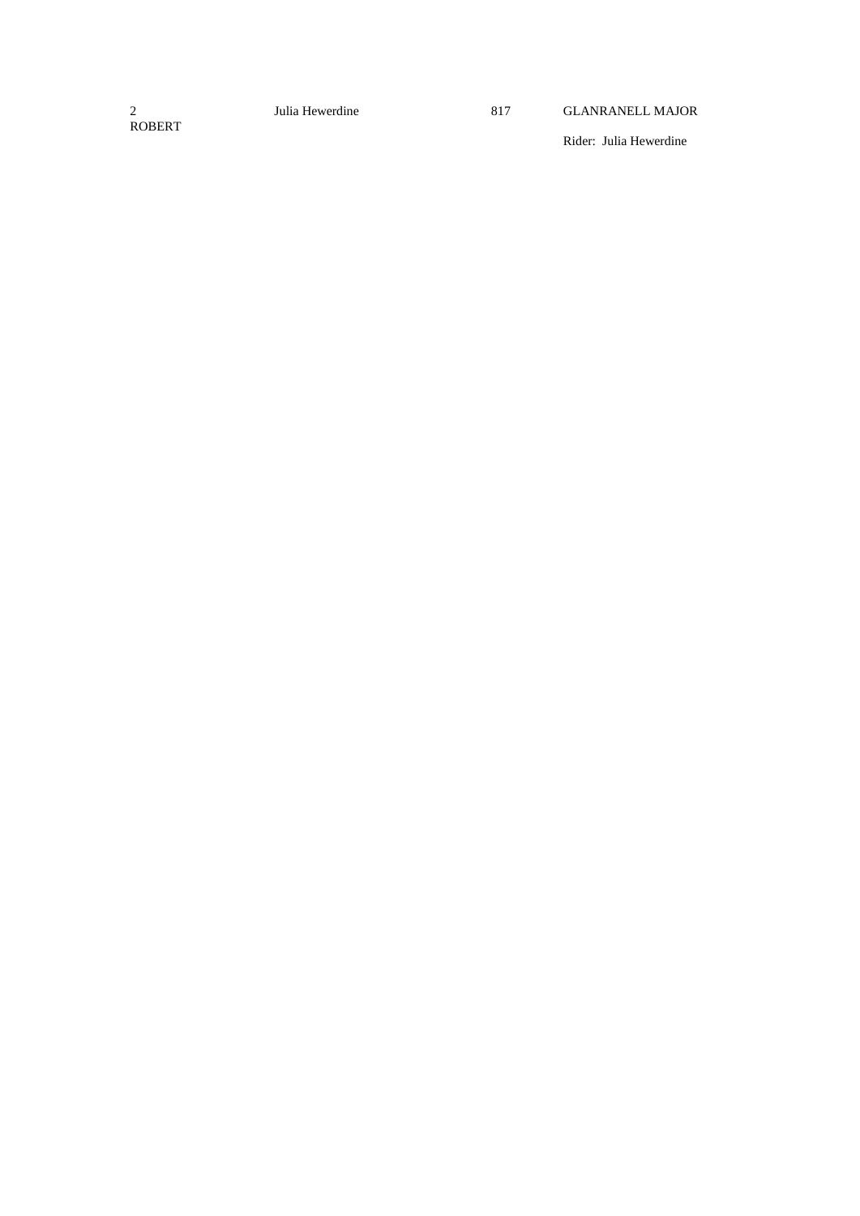| | | | |
|---|---|---|---|
| 2<br>ROBERT | Julia Hewerdine | 817 | GLANRANELL MAJOR<br><br>Rider:  Julia Hewerdine |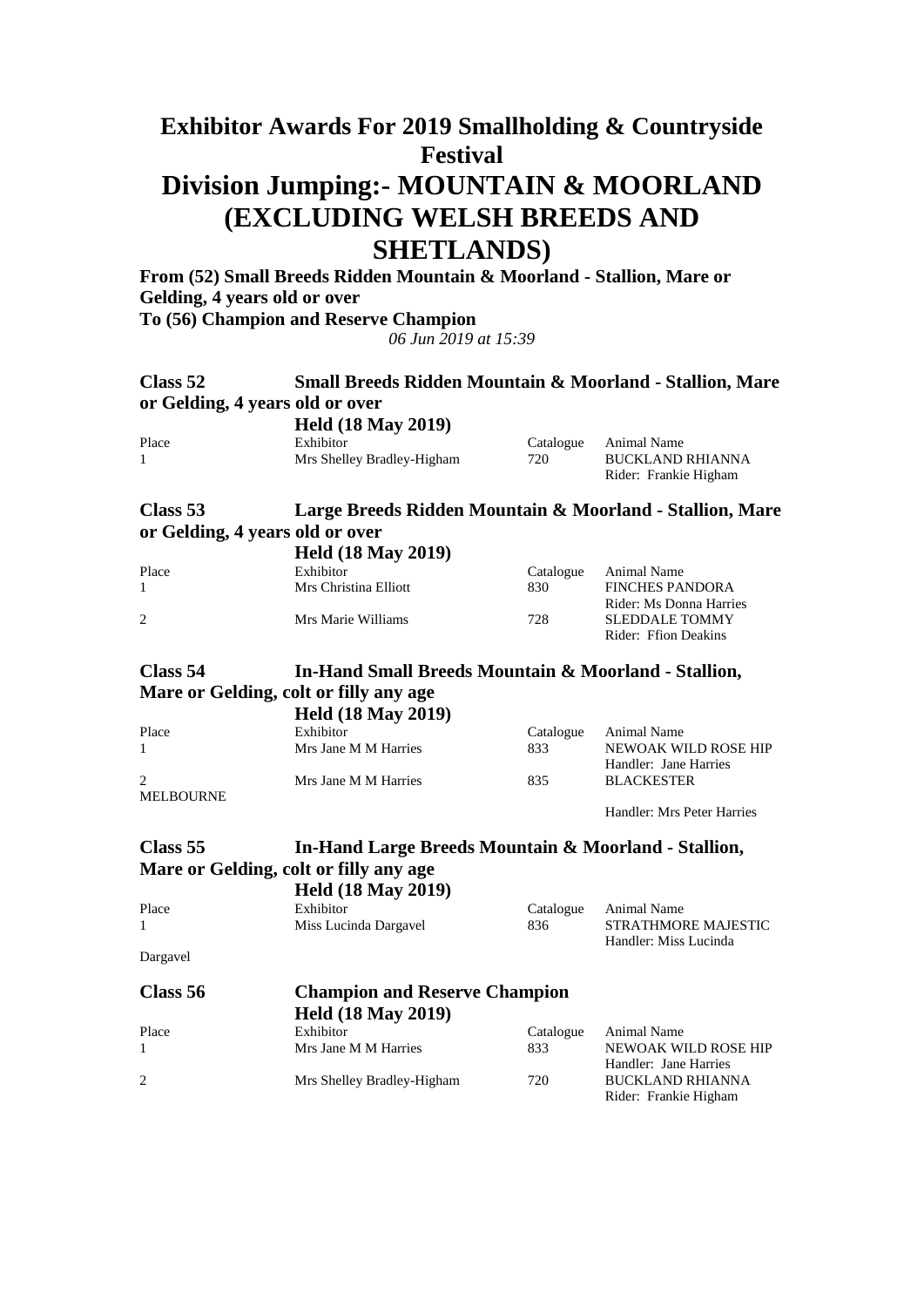# Exhibitor Awards For 2019 Smallholding & Countryside Festival

# Division Jumping:- MOUNTAIN & MOORLAND (EXCLUDING WELSH BREEDS AND SHETLANDS)

**From (52) Small Breeds Ridden Mountain & Moorland - Stallion, Mare or Gelding, 4 years old or over**
**To (56) Champion and Reserve Champion**

*06 Jun 2019 at 15:39*

## Class 52 Small Breeds Ridden Mountain & Moorland - Stallion, Mare or Gelding, 4 years old or over

**Held (18 May 2019)**

| Place | Exhibitor | Catalogue | Animal Name |
|---|---|---|---|
| 1 | Mrs Shelley Bradley-Higham | 720 | BUCKLAND RHIANNA<br>Rider: Frankie Higham |

## Class 53 Large Breeds Ridden Mountain & Moorland - Stallion, Mare or Gelding, 4 years old or over

**Held (18 May 2019)**

| Place | Exhibitor | Catalogue | Animal Name |
|---|---|---|---|
| 1 | Mrs Christina Elliott | 830 | FINCHES PANDORA<br>Rider: Ms Donna Harries |
| 2 | Mrs Marie Williams | 728 | SLEDDALE TOMMY<br>Rider: Ffion Deakins |

## Class 54 In-Hand Small Breeds Mountain & Moorland - Stallion, Mare or Gelding, colt or filly any age

**Held (18 May 2019)**

| Place | Exhibitor | Catalogue | Animal Name |
|---|---|---|---|
| 1 | Mrs Jane M M Harries | 833 | NEWOAK WILD ROSE HIP<br>Handler: Jane Harries |
| 2 | Mrs Jane M M Harries | 835 | BLACKESTER MELBOURNE<br>Handler: Mrs Peter Harries |

## Class 55 In-Hand Large Breeds Mountain & Moorland - Stallion, Mare or Gelding, colt or filly any age

**Held (18 May 2019)**

| Place | Exhibitor | Catalogue | Animal Name |
|---|---|---|---|
| 1 | Miss Lucinda Dargavel | 836 | STRATHMORE MAJESTIC<br>Handler: Miss Lucinda Dargavel |

## Class 56 Champion and Reserve Champion

**Held (18 May 2019)**

| Place | Exhibitor | Catalogue | Animal Name |
|---|---|---|---|
| 1 | Mrs Jane M M Harries | 833 | NEWOAK WILD ROSE HIP<br>Handler: Jane Harries |
| 2 | Mrs Shelley Bradley-Higham | 720 | BUCKLAND RHIANNA<br>Rider: Frankie Higham |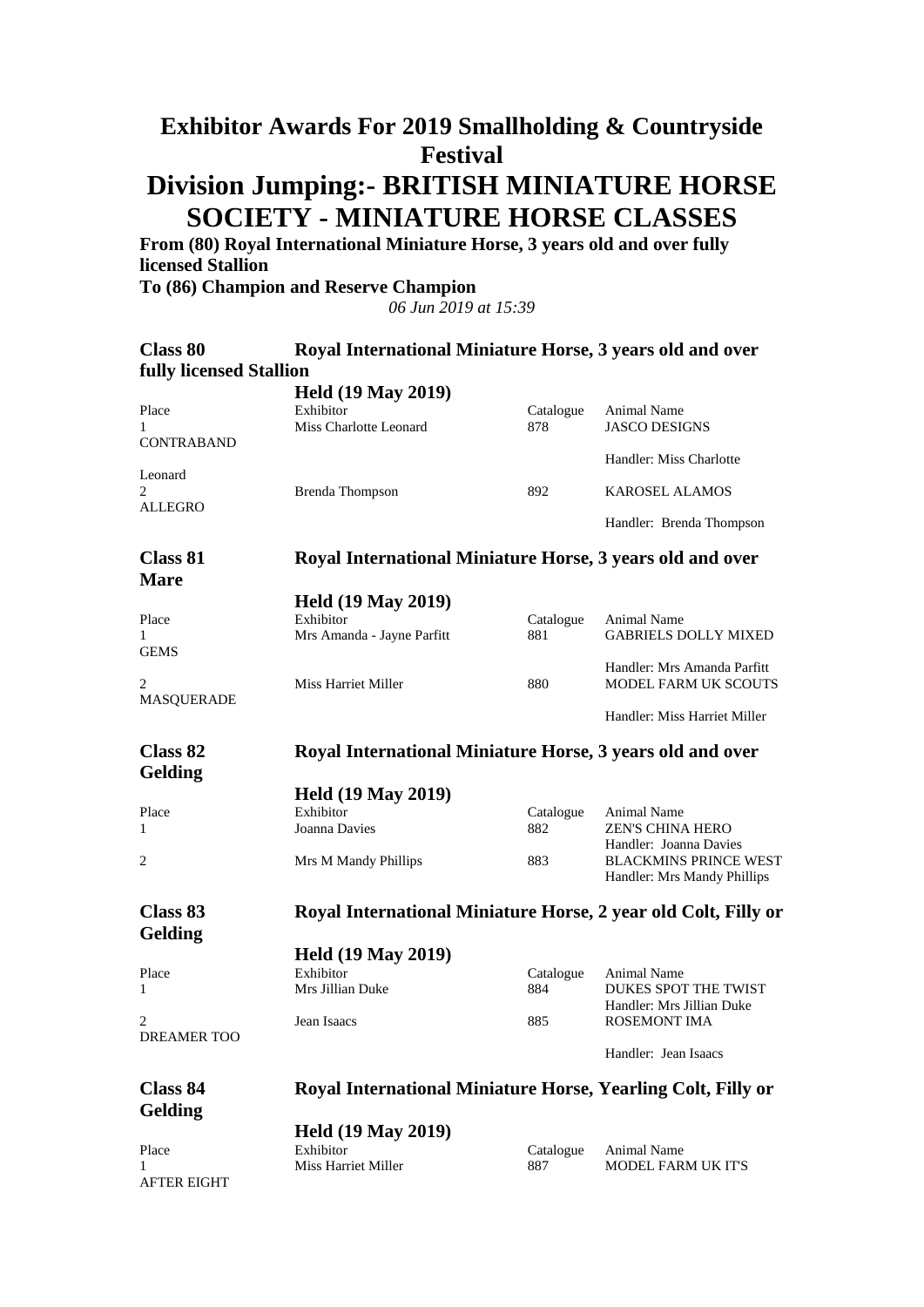# Exhibitor Awards For 2019 Smallholding & Countryside Festival

# Division Jumping:- BRITISH MINIATURE HORSE SOCIETY - MINIATURE HORSE CLASSES

**From (80) Royal International Miniature Horse, 3 years old and over fully licensed Stallion**

**To (86) Champion and Reserve Champion**

*06 Jun 2019 at 15:39*

### Class 80 Royal International Miniature Horse, 3 years old and over fully licensed Stallion

**Held (19 May 2019)**

| Place | Exhibitor | Catalogue | Animal Name |
|---|---|---|---|
| 1 | Miss Charlotte Leonard | 878 | JASCO DESIGNS CONTRABAND<br>Handler: Miss Charlotte Leonard |
| 2 | Brenda Thompson | 892 | KAROSEL ALAMOS ALLEGRO<br>Handler: Brenda Thompson |

### Class 81 Royal International Miniature Horse, 3 years old and over Mare

**Held (19 May 2019)**

| Place | Exhibitor | Catalogue | Animal Name |
|---|---|---|---|
| 1 | Mrs Amanda - Jayne Parfitt | 881 | GABRIELS DOLLY MIXED GEMS<br>Handler: Mrs Amanda Parfitt |
| 2 | Miss Harriet Miller | 880 | MODEL FARM UK SCOUTS MASQUERADE<br>Handler: Miss Harriet Miller |

### Class 82 Royal International Miniature Horse, 3 years old and over Gelding

**Held (19 May 2019)**

| Place | Exhibitor | Catalogue | Animal Name |
|---|---|---|---|
| 1 | Joanna Davies | 882 | ZEN'S CHINA HERO<br>Handler: Joanna Davies |
| 2 | Mrs M Mandy Phillips | 883 | BLACKMINS PRINCE WEST<br>Handler: Mrs Mandy Phillips |

### Class 83 Royal International Miniature Horse, 2 year old Colt, Filly or Gelding

**Held (19 May 2019)**

| Place | Exhibitor | Catalogue | Animal Name |
|---|---|---|---|
| 1 | Mrs Jillian Duke | 884 | DUKES SPOT THE TWIST<br>Handler: Mrs Jillian Duke |
| 2 | Jean Isaacs | 885 | ROSEMONT IMA DREAMER TOO<br>Handler: Jean Isaacs |

### Class 84 Royal International Miniature Horse, Yearling Colt, Filly or Gelding

**Held (19 May 2019)**

| Place | Exhibitor | Catalogue | Animal Name |
|---|---|---|---|
| 1 | Miss Harriet Miller | 887 | MODEL FARM UK IT'S AFTER EIGHT |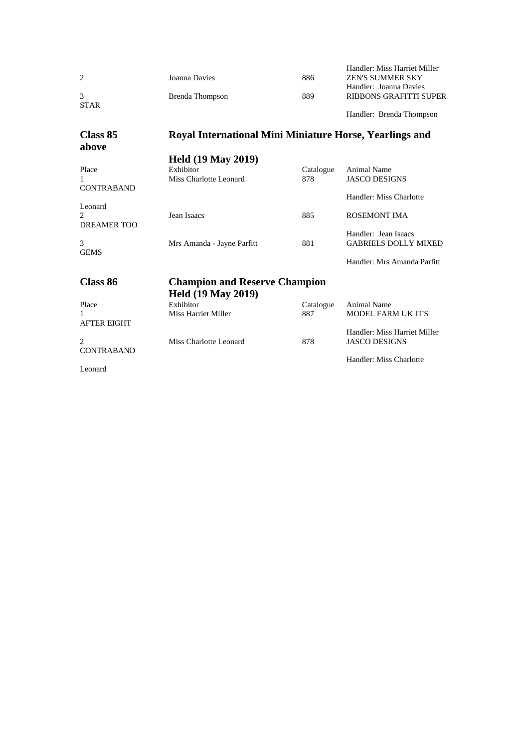| Place | Exhibitor | Catalogue | Animal Name |
|---|---|---|---|
| | | | Handler: Miss Harriet Miller |
| 2 | Joanna Davies | 886 | ZEN'S SUMMER SKY<br>Handler: Joanna Davies |
| 3 | Brenda Thompson | 889 | RIBBONS GRAFITTI SUPER STAR<br>Handler: Brenda Thompson |

## Class 85 Royal International Mini Miniature Horse, Yearlings and above

**Held (19 May 2019)**

| Place | Exhibitor | Catalogue | Animal Name |
|---|---|---|---|
| 1 | Miss Charlotte Leonard | 878 | JASCO DESIGNS CONTRABAND<br>Handler: Miss Charlotte Leonard |
| 2 | Jean Isaacs | 885 | ROSEMONT IMA DREAMER TOO<br>Handler: Jean Isaacs |
| 3 | Mrs Amanda - Jayne Parfitt | 881 | GABRIELS DOLLY MIXED GEMS<br>Handler: Mrs Amanda Parfitt |

## Class 86 Champion and Reserve Champion

**Held (19 May 2019)**

| Place | Exhibitor | Catalogue | Animal Name |
|---|---|---|---|
| 1 | Miss Harriet Miller | 887 | MODEL FARM UK IT'S AFTER EIGHT<br>Handler: Miss Harriet Miller |
| 2 | Miss Charlotte Leonard | 878 | JASCO DESIGNS CONTRABAND<br>Handler: Miss Charlotte Leonard |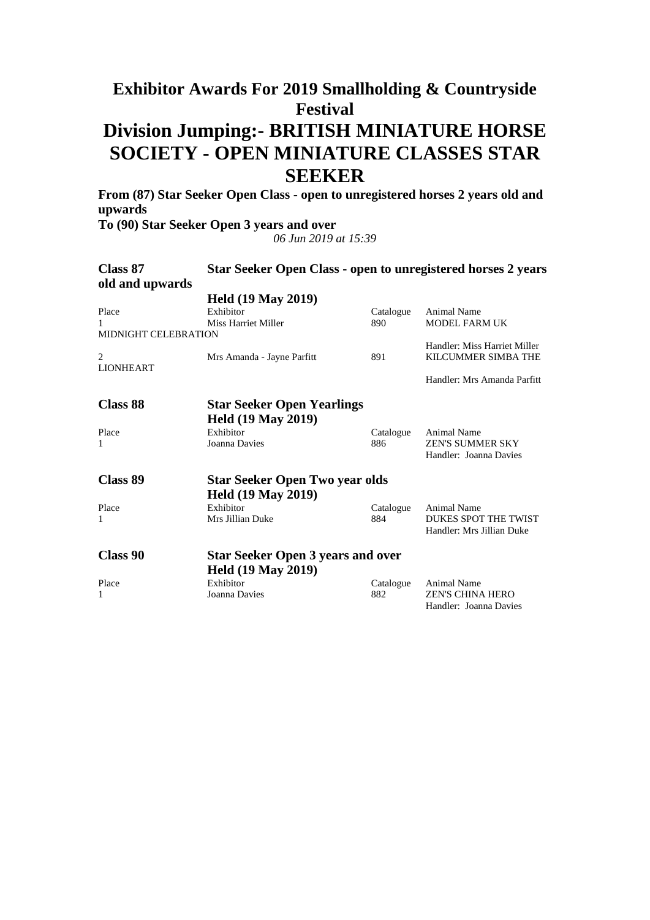# Exhibitor Awards For 2019 Smallholding & Countryside Festival

# Division Jumping:- BRITISH MINIATURE HORSE SOCIETY - OPEN MINIATURE CLASSES STAR SEEKER

**From (87) Star Seeker Open Class - open to unregistered horses 2 years old and upwards**
**To (90) Star Seeker Open 3 years and over**

*06 Jun 2019 at 15:39*

## Class 87 Star Seeker Open Class - open to unregistered horses 2 years old and upwards

**Held (19 May 2019)**

| Place | Exhibitor | Catalogue | Animal Name |
|---|---|---|---|
| 1 | Miss Harriet Miller | 890 | MODEL FARM UK MIDNIGHT CELEBRATION<br>Handler: Miss Harriet Miller |
| 2 | Mrs Amanda - Jayne Parfitt | 891 | KILCUMMER SIMBA THE LIONHEART<br>Handler: Mrs Amanda Parfitt |

## Class 88 Star Seeker Open Yearlings

**Held (19 May 2019)**

| Place | Exhibitor | Catalogue | Animal Name |
|---|---|---|---|
| 1 | Joanna Davies | 886 | ZEN'S SUMMER SKY<br>Handler: Joanna Davies |

## Class 89 Star Seeker Open Two year olds

**Held (19 May 2019)**

| Place | Exhibitor | Catalogue | Animal Name |
|---|---|---|---|
| 1 | Mrs Jillian Duke | 884 | DUKES SPOT THE TWIST<br>Handler: Mrs Jillian Duke |

## Class 90 Star Seeker Open 3 years and over

**Held (19 May 2019)**

| Place | Exhibitor | Catalogue | Animal Name |
|---|---|---|---|
| 1 | Joanna Davies | 882 | ZEN'S CHINA HERO<br>Handler: Joanna Davies |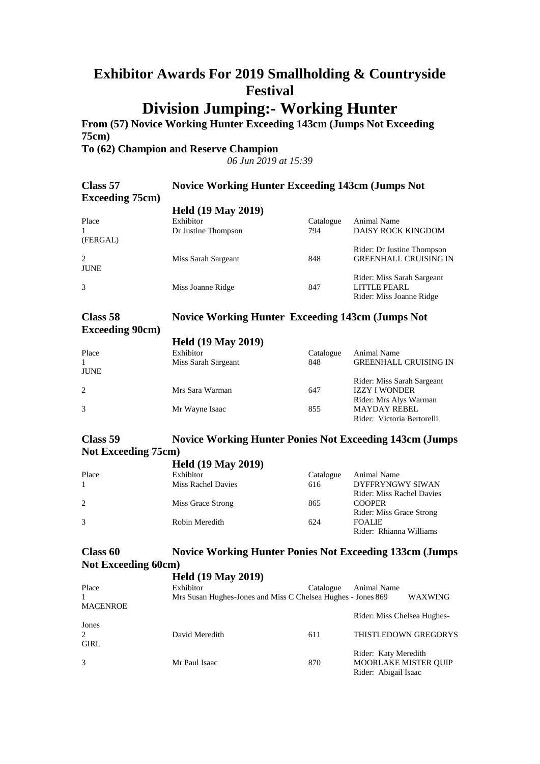# Exhibitor Awards For 2019 Smallholding & Countryside Festival

# Division Jumping:- Working Hunter

**From (57) Novice Working Hunter Exceeding 143cm (Jumps Not Exceeding 75cm)**

**To (62) Champion and Reserve Champion**

*06 Jun 2019 at 15:39*

## Class 57 Novice Working Hunter Exceeding 143cm (Jumps Not Exceeding 75cm)

**Held (19 May 2019)**

| Place | Exhibitor | Catalogue | Animal Name |
|---|---|---|---|
| 1 | Dr Justine Thompson | 794 | DAISY ROCK KINGDOM (FERGAL)<br>Rider: Dr Justine Thompson |
| 2 | Miss Sarah Sargeant | 848 | GREENHALL CRUISING IN JUNE<br>Rider: Miss Sarah Sargeant |
| 3 | Miss Joanne Ridge | 847 | LITTLE PEARL<br>Rider: Miss Joanne Ridge |

## Class 58 Novice Working Hunter Exceeding 143cm (Jumps Not Exceeding 90cm)

**Held (19 May 2019)**

| Place | Exhibitor | Catalogue | Animal Name |
|---|---|---|---|
| 1 | Miss Sarah Sargeant | 848 | GREENHALL CRUISING IN JUNE<br>Rider: Miss Sarah Sargeant |
| 2 | Mrs Sara Warman | 647 | IZZY I WONDER<br>Rider: Mrs Alys Warman |
| 3 | Mr Wayne Isaac | 855 | MAYDAY REBEL<br>Rider: Victoria Bertorelli |

## Class 59 Novice Working Hunter Ponies Not Exceeding 143cm (Jumps Not Exceeding 75cm)

**Held (19 May 2019)**

| Place | Exhibitor | Catalogue | Animal Name |
|---|---|---|---|
| 1 | Miss Rachel Davies | 616 | DYFFRYNGWY SIWAN<br>Rider: Miss Rachel Davies |
| 2 | Miss Grace Strong | 865 | COOPER<br>Rider: Miss Grace Strong |
| 3 | Robin Meredith | 624 | FOALIE<br>Rider: Rhianna Williams |

## Class 60 Novice Working Hunter Ponies Not Exceeding 133cm (Jumps Not Exceeding 60cm)

**Held (19 May 2019)**

| Place | Exhibitor | Catalogue | Animal Name |
|---|---|---|---|
| 1 | Mrs Susan Hughes-Jones and Miss C Chelsea Hughes - Jones | 869 | WAXWING MACENROE<br>Rider: Miss Chelsea Hughes-Jones |
| 2 | David Meredith | 611 | THISTLEDOWN GREGORYS GIRL<br>Rider: Katy Meredith |
| 3 | Mr Paul Isaac | 870 | MOORLAKE MISTER QUIP<br>Rider: Abigail Isaac |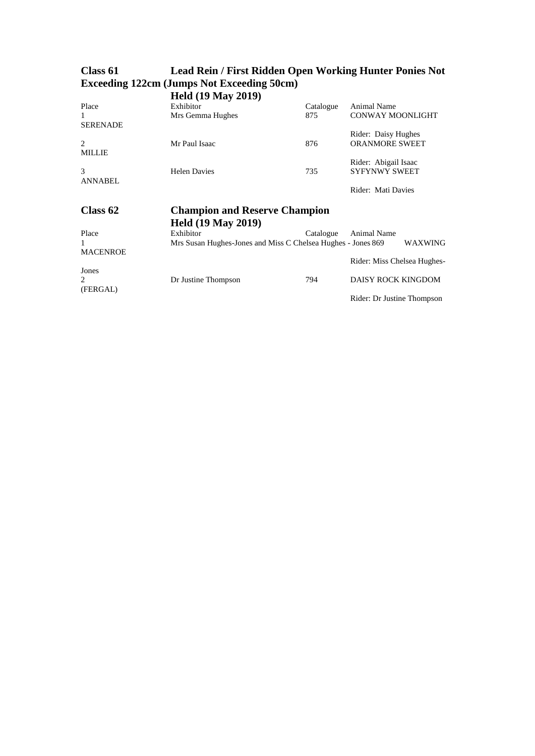## Class 61 Lead Rein / First Ridden Open Working Hunter Ponies Not Exceeding 122cm (Jumps Not Exceeding 50cm)

**Held (19 May 2019)**

| Place | Exhibitor | Catalogue | Animal Name |
|---|---|---|---|
| 1 | Mrs Gemma Hughes | 875 | CONWAY MOONLIGHT SERENADE<br>Rider: Daisy Hughes |
| 2 | Mr Paul Isaac | 876 | ORANMORE SWEET MILLIE<br>Rider: Abigail Isaac |
| 3 | Helen Davies | 735 | SYFYNWY SWEET ANNABEL<br>Rider: Mati Davies |

## Class 62 Champion and Reserve Champion

**Held (19 May 2019)**

| Place | Exhibitor | Catalogue | Animal Name |
|---|---|---|---|
| 1 | Mrs Susan Hughes-Jones and Miss C Chelsea Hughes - Jones | 869 | WAXWING MACENROE<br>Rider: Miss Chelsea Hughes-Jones |
| 2 | Dr Justine Thompson | 794 | DAISY ROCK KINGDOM (FERGAL)<br>Rider: Dr Justine Thompson |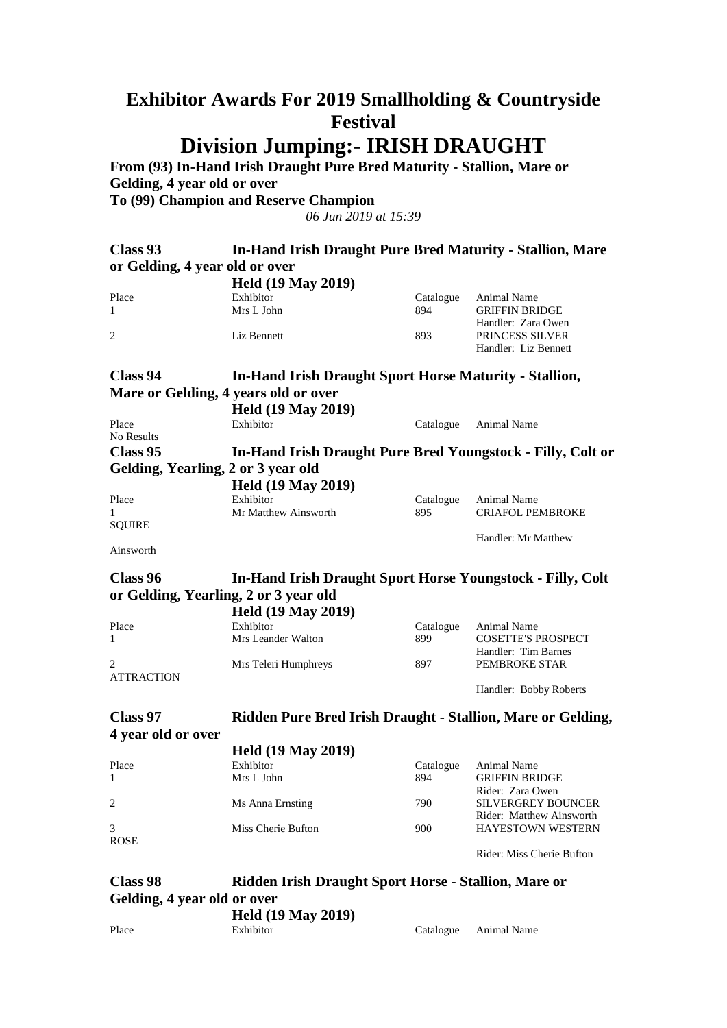# Exhibitor Awards For 2019 Smallholding & Countryside Festival

# Division Jumping:- IRISH DRAUGHT

**From (93) In-Hand Irish Draught Pure Bred Maturity - Stallion, Mare or Gelding, 4 year old or over**

**To (99) Champion and Reserve Champion**

*06 Jun 2019 at 15:39*

## Class 93 In-Hand Irish Draught Pure Bred Maturity - Stallion, Mare or Gelding, 4 year old or over

**Held (19 May 2019)**

| Place | Exhibitor | Catalogue | Animal Name |
|---|---|---|---|
| 1 | Mrs L John | 894 | GRIFFIN BRIDGE<br>Handler: Zara Owen |
| 2 | Liz Bennett | 893 | PRINCESS SILVER<br>Handler: Liz Bennett |

## Class 94 In-Hand Irish Draught Sport Horse Maturity - Stallion, Mare or Gelding, 4 years old or over

**Held (19 May 2019)**

| Place | Exhibitor | Catalogue | Animal Name |
|---|---|---|---|
| No Results | | | |

## Class 95 In-Hand Irish Draught Pure Bred Youngstock - Filly, Colt or Gelding, Yearling, 2 or 3 year old

**Held (19 May 2019)**

| Place | Exhibitor | Catalogue | Animal Name |
|---|---|---|---|
| 1 | Mr Matthew Ainsworth | 895 | CRIAFOL PEMBROKE SQUIRE<br>Handler: Mr Matthew Ainsworth |

## Class 96 In-Hand Irish Draught Sport Horse Youngstock - Filly, Colt or Gelding, Yearling, 2 or 3 year old

**Held (19 May 2019)**

| Place | Exhibitor | Catalogue | Animal Name |
|---|---|---|---|
| 1 | Mrs Leander Walton | 899 | COSETTE'S PROSPECT<br>Handler: Tim Barnes |
| 2 | Mrs Teleri Humphreys | 897 | PEMBROKE STAR ATTRACTION<br>Handler: Bobby Roberts |

## Class 97 Ridden Pure Bred Irish Draught - Stallion, Mare or Gelding, 4 year old or over

**Held (19 May 2019)**

| Place | Exhibitor | Catalogue | Animal Name |
|---|---|---|---|
| 1 | Mrs L John | 894 | GRIFFIN BRIDGE<br>Rider: Zara Owen |
| 2 | Ms Anna Ernsting | 790 | SILVERGREY BOUNCER<br>Rider: Matthew Ainsworth |
| 3 | Miss Cherie Bufton | 900 | HAYESTOWN WESTERN ROSE<br>Rider: Miss Cherie Bufton |

## Class 98 Ridden Irish Draught Sport Horse - Stallion, Mare or Gelding, 4 year old or over

**Held (19 May 2019)**

| Place | Exhibitor | Catalogue | Animal Name |
|---|---|---|---|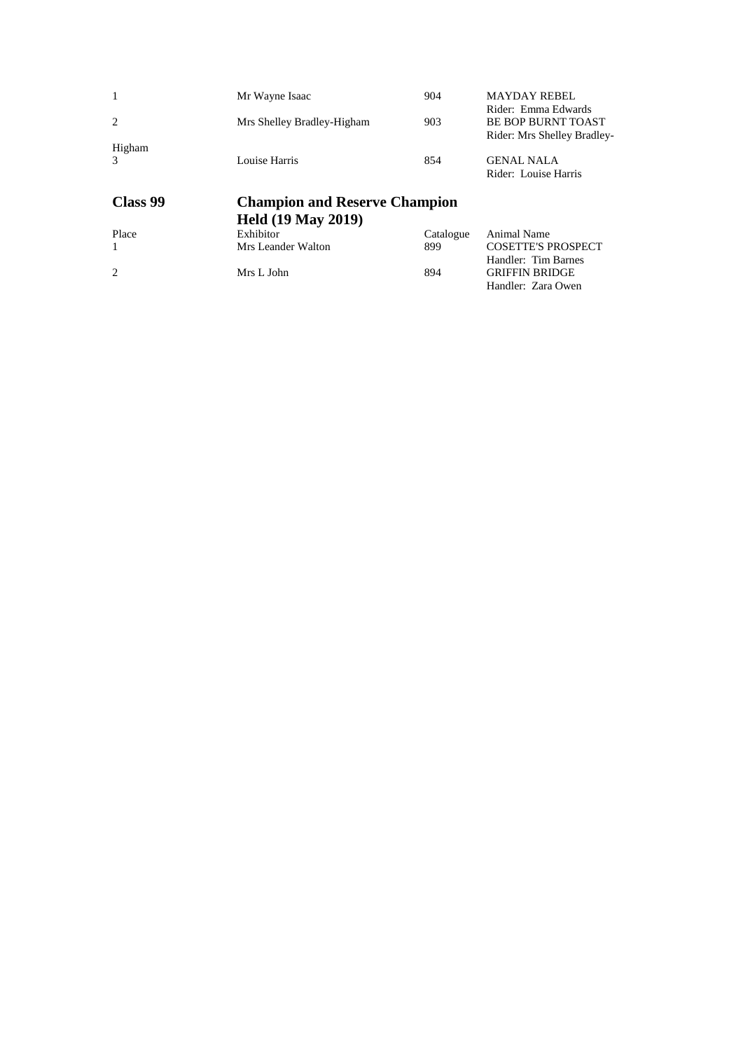| | | | |
|---|---|---|---|
| 1 | Mr Wayne Isaac | 904 | MAYDAY REBEL<br>Rider: Emma Edwards |
| 2 | Mrs Shelley Bradley-Higham | 903 | BE BOP BURNT TOAST<br>Rider: Mrs Shelley Bradley-Higham |
| 3 | Louise Harris | 854 | GENAL NALA<br>Rider: Louise Harris |

## Class 99 Champion and Reserve Champion

**Held (19 May 2019)**

| Place | Exhibitor | Catalogue | Animal Name |
|---|---|---|---|
| 1 | Mrs Leander Walton | 899 | COSETTE'S PROSPECT<br>Handler: Tim Barnes |
| 2 | Mrs L John | 894 | GRIFFIN BRIDGE<br>Handler: Zara Owen |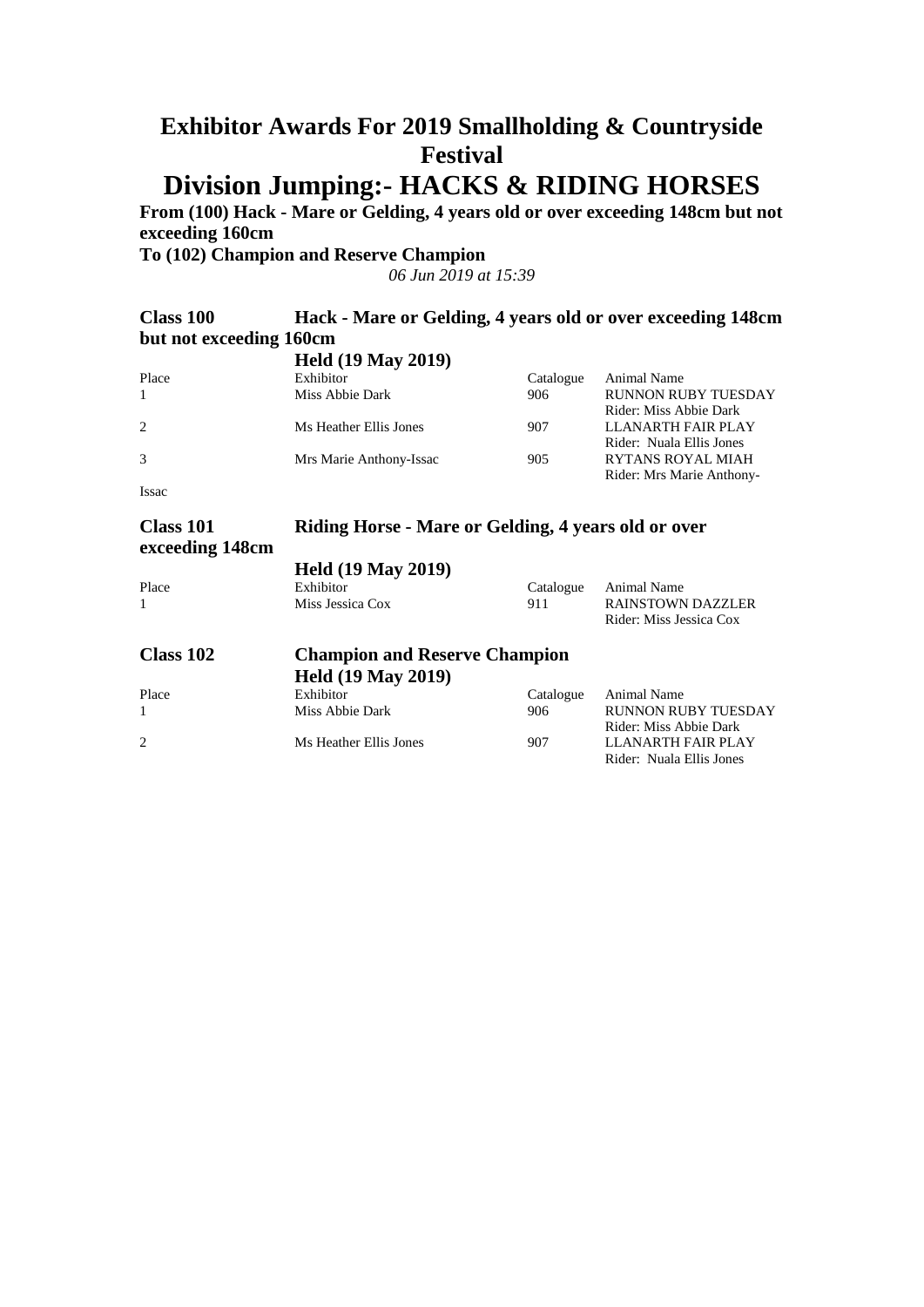# Exhibitor Awards For 2019 Smallholding & Countryside Festival

# Division Jumping:- HACKS & RIDING HORSES

**From (100) Hack - Mare or Gelding, 4 years old or over exceeding 148cm but not exceeding 160cm**

**To (102) Champion and Reserve Champion**

*06 Jun 2019 at 15:39*

## Class 100 Hack - Mare or Gelding, 4 years old or over exceeding 148cm but not exceeding 160cm

### Held (19 May 2019)

| Place | Exhibitor | Catalogue | Animal Name |
|---|---|---|---|
| 1 | Miss Abbie Dark | 906 | RUNNON RUBY TUESDAY<br>Rider: Miss Abbie Dark |
| 2 | Ms Heather Ellis Jones | 907 | LLANARTH FAIR PLAY<br>Rider: Nuala Ellis Jones |
| 3 | Mrs Marie Anthony-Issac | 905 | RYTANS ROYAL MIAH<br>Rider: Mrs Marie Anthony-Issac |

## Class 101 Riding Horse - Mare or Gelding, 4 years old or over exceeding 148cm

### Held (19 May 2019)

| Place | Exhibitor | Catalogue | Animal Name |
|---|---|---|---|
| 1 | Miss Jessica Cox | 911 | RAINSTOWN DAZZLER<br>Rider: Miss Jessica Cox |

## Class 102 Champion and Reserve Champion

### Held (19 May 2019)

| Place | Exhibitor | Catalogue | Animal Name |
|---|---|---|---|
| 1 | Miss Abbie Dark | 906 | RUNNON RUBY TUESDAY<br>Rider: Miss Abbie Dark |
| 2 | Ms Heather Ellis Jones | 907 | LLANARTH FAIR PLAY<br>Rider: Nuala Ellis Jones |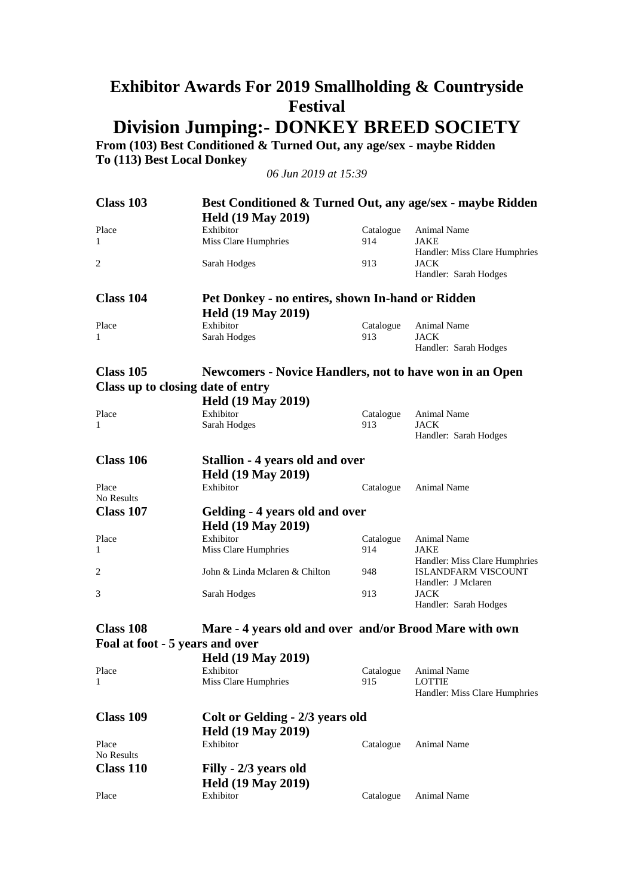# Exhibitor Awards For 2019 Smallholding & Countryside Festival

# Division Jumping:- DONKEY BREED SOCIETY

**From (103) Best Conditioned & Turned Out, any age/sex - maybe Ridden**
**To (113) Best Local Donkey**

*06 Jun 2019 at 15:39*

## Class 103 Best Conditioned & Turned Out, any age/sex - maybe Ridden

**Held (19 May 2019)**

| Place | Exhibitor | Catalogue | Animal Name |
|---|---|---|---|
| 1 | Miss Clare Humphries | 914 | JAKE<br>Handler: Miss Clare Humphries |
| 2 | Sarah Hodges | 913 | JACK<br>Handler: Sarah Hodges |

## Class 104 Pet Donkey - no entires, shown In-hand or Ridden

**Held (19 May 2019)**

| Place | Exhibitor | Catalogue | Animal Name |
|---|---|---|---|
| 1 | Sarah Hodges | 913 | JACK<br>Handler: Sarah Hodges |

## Class 105 Newcomers - Novice Handlers, not to have won in an Open Class up to closing date of entry

**Held (19 May 2019)**

| Place | Exhibitor | Catalogue | Animal Name |
|---|---|---|---|
| 1 | Sarah Hodges | 913 | JACK<br>Handler: Sarah Hodges |

## Class 106 Stallion - 4 years old and over

**Held (19 May 2019)**

| Place | Exhibitor | Catalogue | Animal Name |
|---|---|---|---|

No Results

## Class 107 Gelding - 4 years old and over

**Held (19 May 2019)**

| Place | Exhibitor | Catalogue | Animal Name |
|---|---|---|---|
| 1 | Miss Clare Humphries | 914 | JAKE<br>Handler: Miss Clare Humphries |
| 2 | John & Linda Mclaren & Chilton | 948 | ISLANDFARM VISCOUNT<br>Handler: J Mclaren |
| 3 | Sarah Hodges | 913 | JACK<br>Handler: Sarah Hodges |

## Class 108 Mare - 4 years old and over and/or Brood Mare with own Foal at foot - 5 years and over

**Held (19 May 2019)**

| Place | Exhibitor | Catalogue | Animal Name |
|---|---|---|---|
| 1 | Miss Clare Humphries | 915 | LOTTIE<br>Handler: Miss Clare Humphries |

## Class 109 Colt or Gelding - 2/3 years old

**Held (19 May 2019)**

| Place | Exhibitor | Catalogue | Animal Name |
|---|---|---|---|

No Results

## Class 110 Filly - 2/3 years old

**Held (19 May 2019)**

| Place | Exhibitor | Catalogue | Animal Name |
|---|---|---|---|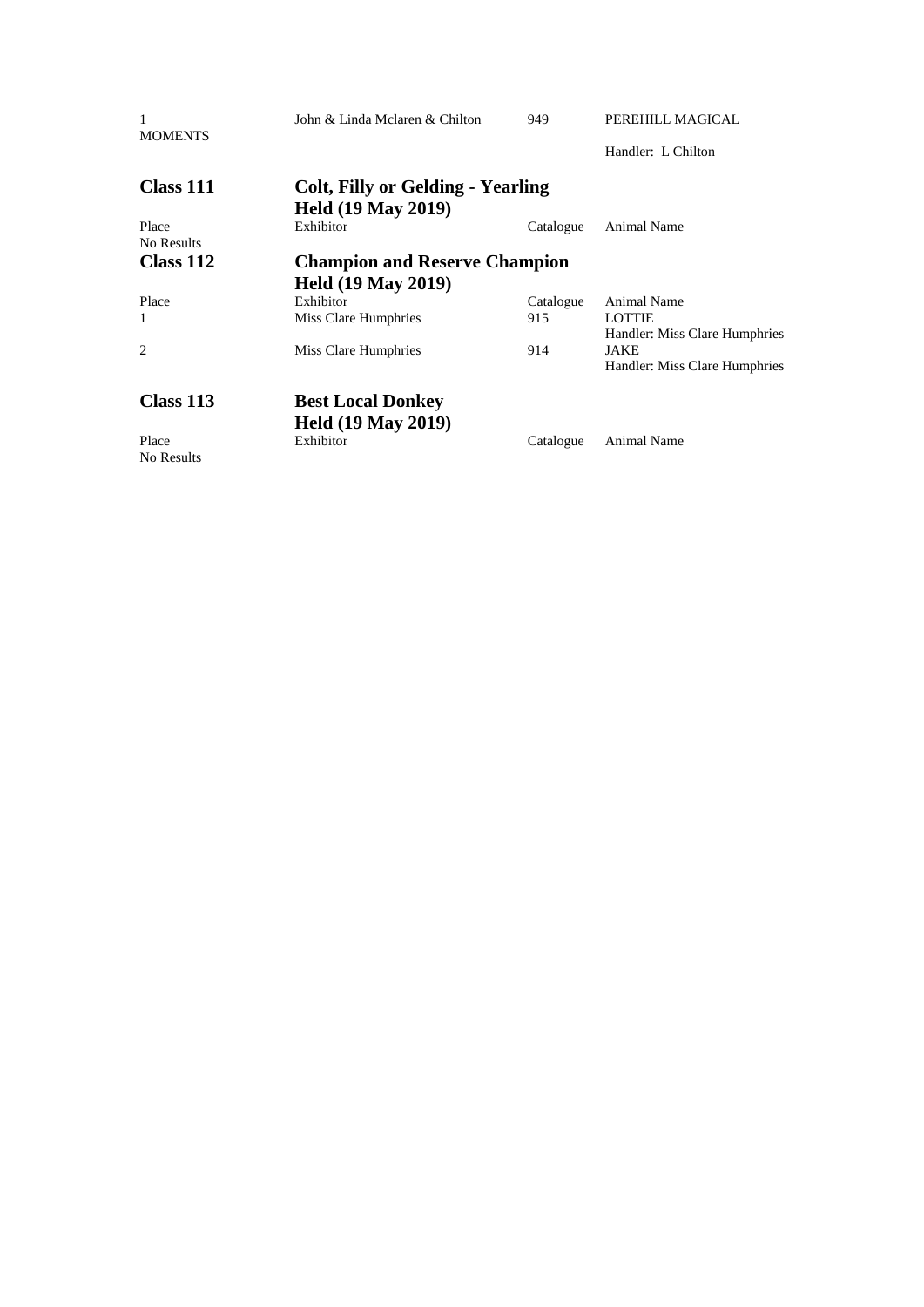| | | | |
|---|---|---|---|
| 1 | John & Linda Mclaren & Chilton | 949 | PEREHILL MAGICAL MOMENTS<br>Handler: L Chilton |

## Class 111 Colt, Filly or Gelding - Yearling

**Held (19 May 2019)**

| Place | Exhibitor | Catalogue | Animal Name |
|---|---|---|---|
| No Results | | | |

## Class 112 Champion and Reserve Champion

**Held (19 May 2019)**

| Place | Exhibitor | Catalogue | Animal Name |
|---|---|---|---|
| 1 | Miss Clare Humphries | 915 | LOTTIE<br>Handler: Miss Clare Humphries |
| 2 | Miss Clare Humphries | 914 | JAKE<br>Handler: Miss Clare Humphries |

## Class 113 Best Local Donkey

**Held (19 May 2019)**

| Place | Exhibitor | Catalogue | Animal Name |
|---|---|---|---|
| No Results | | | |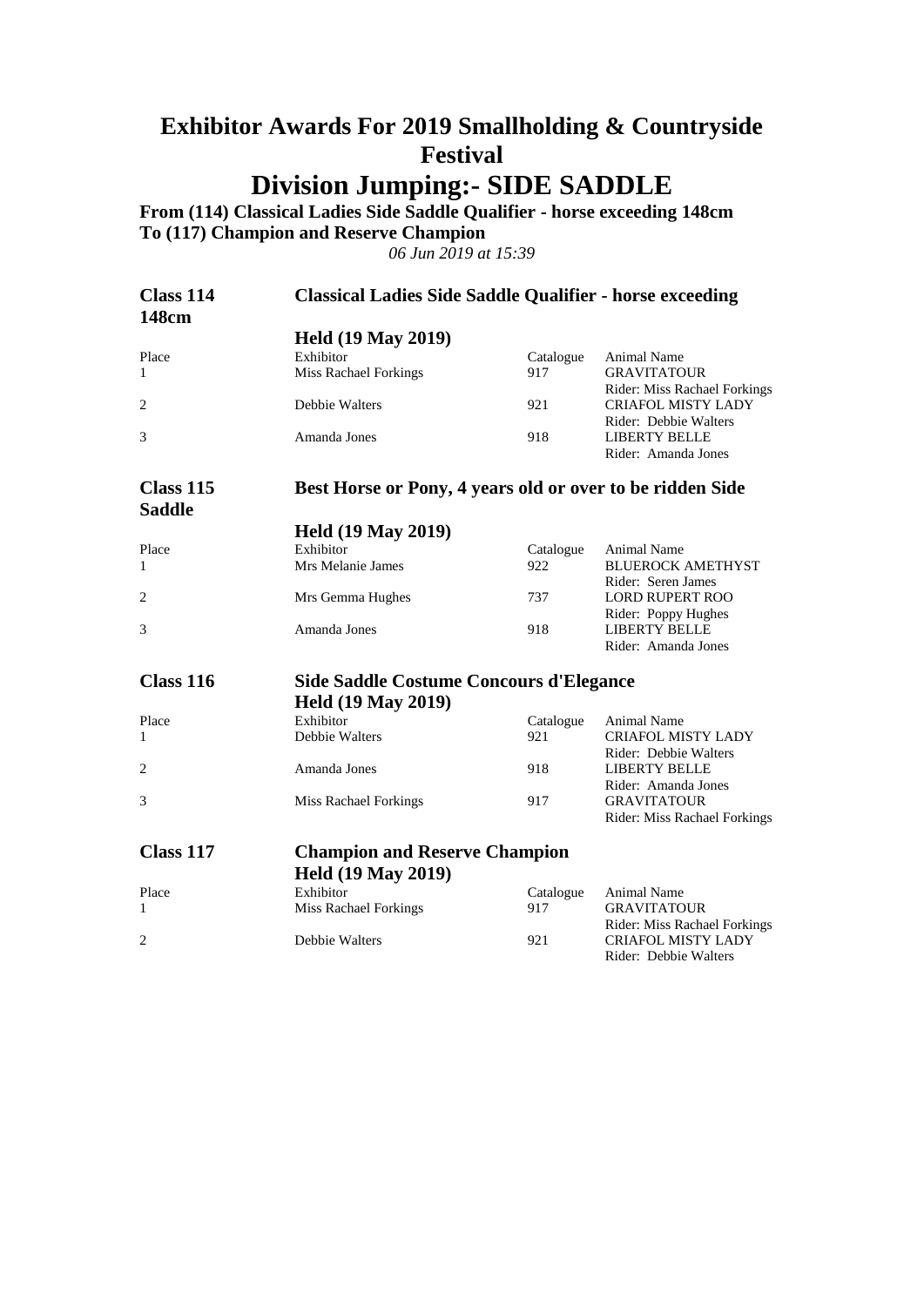# Exhibitor Awards For 2019 Smallholding & Countryside Festival

# Division Jumping:- SIDE SADDLE

**From (114) Classical Ladies Side Saddle Qualifier - horse exceeding 148cm**
**To (117) Champion and Reserve Champion**

*06 Jun 2019 at 15:39*

## Class 114 Classical Ladies Side Saddle Qualifier - horse exceeding 148cm

**Held (19 May 2019)**

| Place | Exhibitor | Catalogue | Animal Name |
|---|---|---|---|
| 1 | Miss Rachael Forkings | 917 | GRAVITATOUR<br>Rider: Miss Rachael Forkings |
| 2 | Debbie Walters | 921 | CRIAFOL MISTY LADY<br>Rider: Debbie Walters |
| 3 | Amanda Jones | 918 | LIBERTY BELLE<br>Rider: Amanda Jones |

## Class 115 Best Horse or Pony, 4 years old or over to be ridden Side Saddle

**Held (19 May 2019)**

| Place | Exhibitor | Catalogue | Animal Name |
|---|---|---|---|
| 1 | Mrs Melanie James | 922 | BLUEROCK AMETHYST<br>Rider: Seren James |
| 2 | Mrs Gemma Hughes | 737 | LORD RUPERT ROO<br>Rider: Poppy Hughes |
| 3 | Amanda Jones | 918 | LIBERTY BELLE<br>Rider: Amanda Jones |

## Class 116 Side Saddle Costume Concours d'Elegance

**Held (19 May 2019)**

| Place | Exhibitor | Catalogue | Animal Name |
|---|---|---|---|
| 1 | Debbie Walters | 921 | CRIAFOL MISTY LADY<br>Rider: Debbie Walters |
| 2 | Amanda Jones | 918 | LIBERTY BELLE<br>Rider: Amanda Jones |
| 3 | Miss Rachael Forkings | 917 | GRAVITATOUR<br>Rider: Miss Rachael Forkings |

## Class 117 Champion and Reserve Champion

**Held (19 May 2019)**

| Place | Exhibitor | Catalogue | Animal Name |
|---|---|---|---|
| 1 | Miss Rachael Forkings | 917 | GRAVITATOUR<br>Rider: Miss Rachael Forkings |
| 2 | Debbie Walters | 921 | CRIAFOL MISTY LADY<br>Rider: Debbie Walters |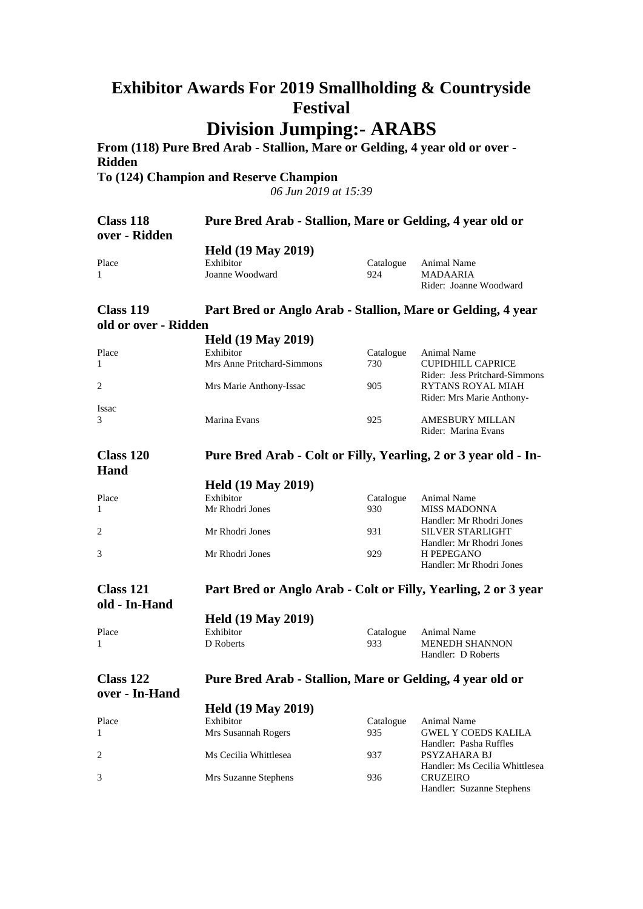# Exhibitor Awards For 2019 Smallholding & Countryside Festival

# Division Jumping:- ARABS

**From (118) Pure Bred Arab - Stallion, Mare or Gelding, 4 year old or over - Ridden**

**To (124) Champion and Reserve Champion**

*06 Jun 2019 at 15:39*

## Class 118 Pure Bred Arab - Stallion, Mare or Gelding, 4 year old or over - Ridden

**Held (19 May 2019)**

| Place | Exhibitor | Catalogue | Animal Name |
| --- | --- | --- | --- |
| 1 | Joanne Woodward | 924 | MADAARIA<br>Rider: Joanne Woodward |

## Class 119 Part Bred or Anglo Arab - Stallion, Mare or Gelding, 4 year old or over - Ridden

**Held (19 May 2019)**

| Place | Exhibitor | Catalogue | Animal Name |
| --- | --- | --- | --- |
| 1 | Mrs Anne Pritchard-Simmons | 730 | CUPIDHILL CAPRICE<br>Rider: Jess Pritchard-Simmons |
| 2 | Mrs Marie Anthony-Issac | 905 | RYTANS ROYAL MIAH<br>Rider: Mrs Marie Anthony-Issac |
| 3 | Marina Evans | 925 | AMESBURY MILLAN<br>Rider: Marina Evans |

## Class 120 Pure Bred Arab - Colt or Filly, Yearling, 2 or 3 year old - In-Hand

**Held (19 May 2019)**

| Place | Exhibitor | Catalogue | Animal Name |
| --- | --- | --- | --- |
| 1 | Mr Rhodri Jones | 930 | MISS MADONNA<br>Handler: Mr Rhodri Jones |
| 2 | Mr Rhodri Jones | 931 | SILVER STARLIGHT<br>Handler: Mr Rhodri Jones |
| 3 | Mr Rhodri Jones | 929 | H PEPEGANO<br>Handler: Mr Rhodri Jones |

## Class 121 Part Bred or Anglo Arab - Colt or Filly, Yearling, 2 or 3 year old - In-Hand

**Held (19 May 2019)**

| Place | Exhibitor | Catalogue | Animal Name |
| --- | --- | --- | --- |
| 1 | D Roberts | 933 | MENEDH SHANNON<br>Handler: D Roberts |

## Class 122 Pure Bred Arab - Stallion, Mare or Gelding, 4 year old or over - In-Hand

**Held (19 May 2019)**

| Place | Exhibitor | Catalogue | Animal Name |
| --- | --- | --- | --- |
| 1 | Mrs Susannah Rogers | 935 | GWEL Y COEDS KALILA<br>Handler: Pasha Ruffles |
| 2 | Ms Cecilia Whittlesea | 937 | PSYZAHARA BJ<br>Handler: Ms Cecilia Whittlesea |
| 3 | Mrs Suzanne Stephens | 936 | CRUZEIRO<br>Handler: Suzanne Stephens |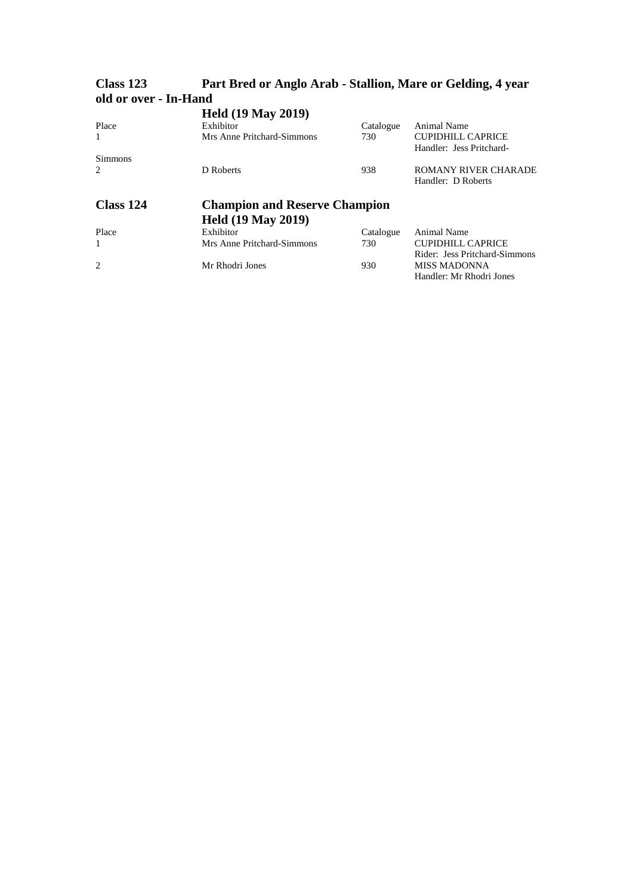## Class 123 Part Bred or Anglo Arab - Stallion, Mare or Gelding, 4 year old or over - In-Hand

### Held (19 May 2019)

| Place | Exhibitor | Catalogue | Animal Name |
|---|---|---|---|
| 1 | Mrs Anne Pritchard-Simmons | 730 | CUPIDHILL CAPRICE<br>Handler: Jess Pritchard-Simmons |
| 2 | D Roberts | 938 | ROMANY RIVER CHARADE<br>Handler: D Roberts |

## Class 124 Champion and Reserve Champion

### Held (19 May 2019)

| Place | Exhibitor | Catalogue | Animal Name |
|---|---|---|---|
| 1 | Mrs Anne Pritchard-Simmons | 730 | CUPIDHILL CAPRICE<br>Rider: Jess Pritchard-Simmons |
| 2 | Mr Rhodri Jones | 930 | MISS MADONNA<br>Handler: Mr Rhodri Jones |